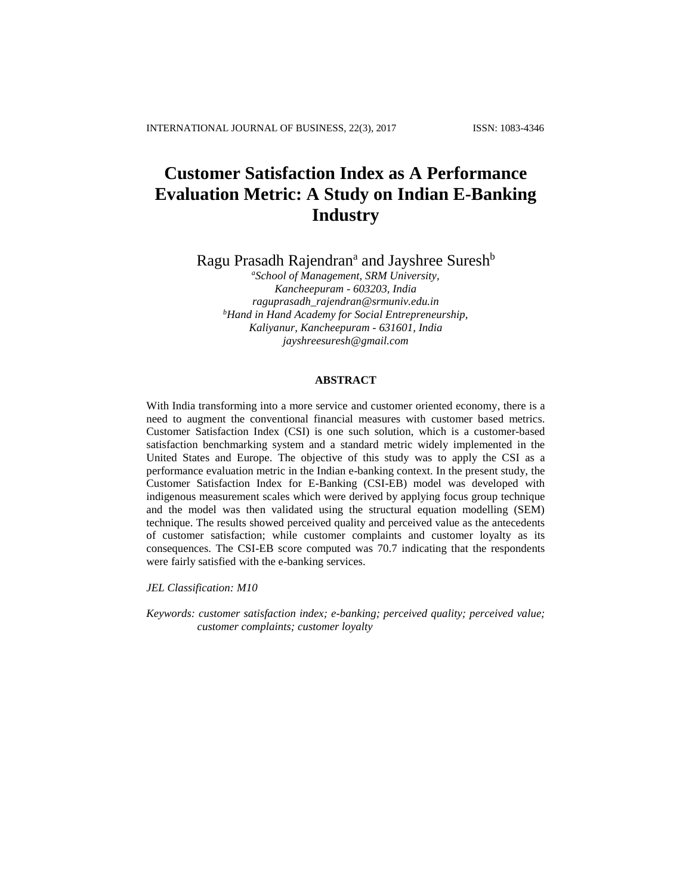# Customer Satisfaction Index as A Performance Evaluation Metric: A Study on Indian E-Banking Industry

Ragu Prasadh Rajendran[a] and Jayshree Suresh[b]

[a]*School of Management, SRM University, Kancheepuram - 603203, India*
*raguprasadh_rajendran@srmuniv.edu.in*
[b]*Hand in Hand Academy for Social Entrepreneurship, Kaliyanur, Kancheepuram - 631601, India*
*jayshreesuresh@gmail.com*

## ABSTRACT

With India transforming into a more service and customer oriented economy, there is a need to augment the conventional financial measures with customer based metrics. Customer Satisfaction Index (CSI) is one such solution, which is a customer-based satisfaction benchmarking system and a standard metric widely implemented in the United States and Europe. The objective of this study was to apply the CSI as a performance evaluation metric in the Indian e-banking context. In the present study, the Customer Satisfaction Index for E-Banking (CSI-EB) model was developed with indigenous measurement scales which were derived by applying focus group technique and the model was then validated using the structural equation modelling (SEM) technique. The results showed perceived quality and perceived value as the antecedents of customer satisfaction; while customer complaints and customer loyalty as its consequences. The CSI-EB score computed was 70.7 indicating that the respondents were fairly satisfied with the e-banking services.

*JEL Classification: M10*

*Keywords: customer satisfaction index; e-banking; perceived quality; perceived value; customer complaints; customer loyalty*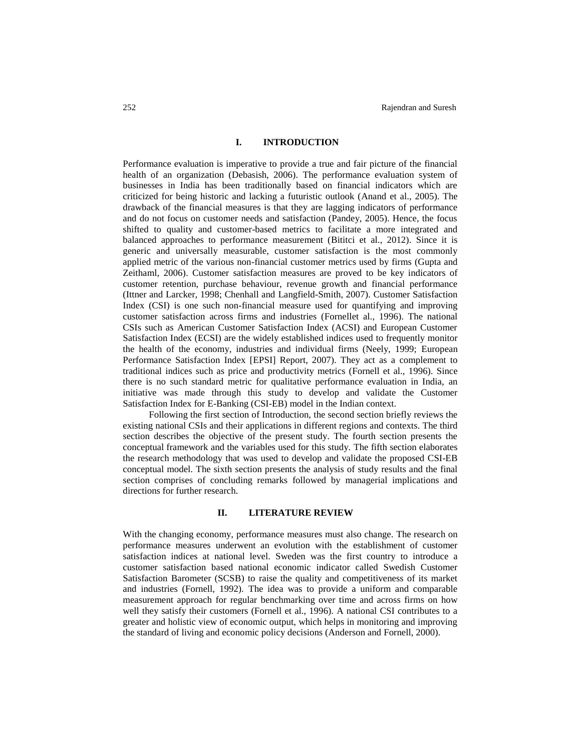## I. INTRODUCTION

Performance evaluation is imperative to provide a true and fair picture of the financial health of an organization (Debasish, 2006). The performance evaluation system of businesses in India has been traditionally based on financial indicators which are criticized for being historic and lacking a futuristic outlook (Anand et al., 2005). The drawback of the financial measures is that they are lagging indicators of performance and do not focus on customer needs and satisfaction (Pandey, 2005). Hence, the focus shifted to quality and customer-based metrics to facilitate a more integrated and balanced approaches to performance measurement (Bititci et al., 2012). Since it is generic and universally measurable, customer satisfaction is the most commonly applied metric of the various non-financial customer metrics used by firms (Gupta and Zeithaml, 2006). Customer satisfaction measures are proved to be key indicators of customer retention, purchase behaviour, revenue growth and financial performance (Ittner and Larcker, 1998; Chenhall and Langfield-Smith, 2007). Customer Satisfaction Index (CSI) is one such non-financial measure used for quantifying and improving customer satisfaction across firms and industries (Fornellet al., 1996). The national CSIs such as American Customer Satisfaction Index (ACSI) and European Customer Satisfaction Index (ECSI) are the widely established indices used to frequently monitor the health of the economy, industries and individual firms (Neely, 1999; European Performance Satisfaction Index [EPSI] Report, 2007). They act as a complement to traditional indices such as price and productivity metrics (Fornell et al., 1996). Since there is no such standard metric for qualitative performance evaluation in India, an initiative was made through this study to develop and validate the Customer Satisfaction Index for E-Banking (CSI-EB) model in the Indian context.

Following the first section of Introduction, the second section briefly reviews the existing national CSIs and their applications in different regions and contexts. The third section describes the objective of the present study. The fourth section presents the conceptual framework and the variables used for this study. The fifth section elaborates the research methodology that was used to develop and validate the proposed CSI-EB conceptual model. The sixth section presents the analysis of study results and the final section comprises of concluding remarks followed by managerial implications and directions for further research.

## II. LITERATURE REVIEW

With the changing economy, performance measures must also change. The research on performance measures underwent an evolution with the establishment of customer satisfaction indices at national level. Sweden was the first country to introduce a customer satisfaction based national economic indicator called Swedish Customer Satisfaction Barometer (SCSB) to raise the quality and competitiveness of its market and industries (Fornell, 1992). The idea was to provide a uniform and comparable measurement approach for regular benchmarking over time and across firms on how well they satisfy their customers (Fornell et al., 1996). A national CSI contributes to a greater and holistic view of economic output, which helps in monitoring and improving the standard of living and economic policy decisions (Anderson and Fornell, 2000).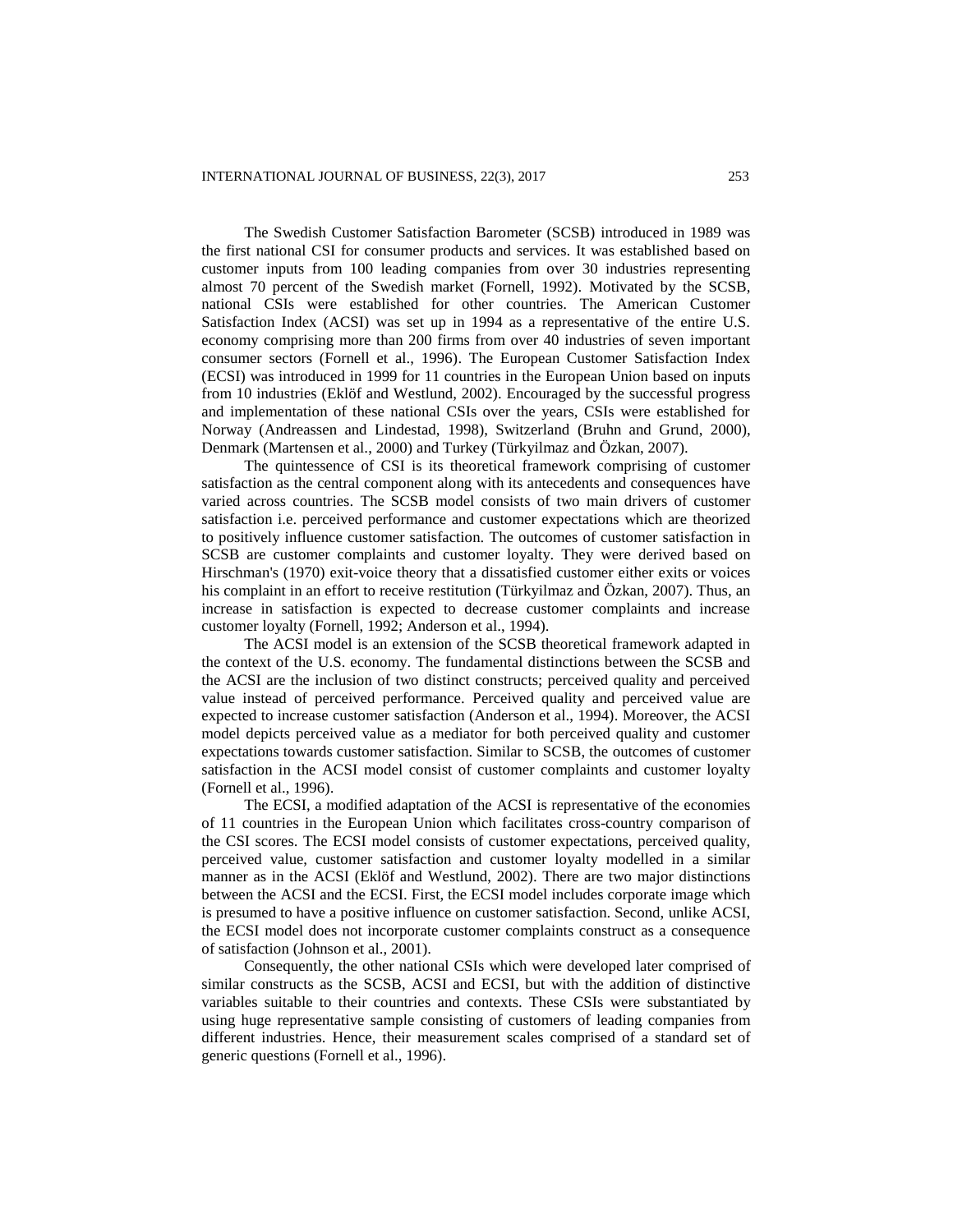The Swedish Customer Satisfaction Barometer (SCSB) introduced in 1989 was the first national CSI for consumer products and services. It was established based on customer inputs from 100 leading companies from over 30 industries representing almost 70 percent of the Swedish market (Fornell, 1992). Motivated by the SCSB, national CSIs were established for other countries. The American Customer Satisfaction Index (ACSI) was set up in 1994 as a representative of the entire U.S. economy comprising more than 200 firms from over 40 industries of seven important consumer sectors (Fornell et al., 1996). The European Customer Satisfaction Index (ECSI) was introduced in 1999 for 11 countries in the European Union based on inputs from 10 industries (Eklöf and Westlund, 2002). Encouraged by the successful progress and implementation of these national CSIs over the years, CSIs were established for Norway (Andreassen and Lindestad, 1998), Switzerland (Bruhn and Grund, 2000), Denmark (Martensen et al., 2000) and Turkey (Türkyilmaz and Özkan, 2007).

The quintessence of CSI is its theoretical framework comprising of customer satisfaction as the central component along with its antecedents and consequences have varied across countries. The SCSB model consists of two main drivers of customer satisfaction i.e. perceived performance and customer expectations which are theorized to positively influence customer satisfaction. The outcomes of customer satisfaction in SCSB are customer complaints and customer loyalty. They were derived based on Hirschman's (1970) exit-voice theory that a dissatisfied customer either exits or voices his complaint in an effort to receive restitution (Türkyilmaz and Özkan, 2007). Thus, an increase in satisfaction is expected to decrease customer complaints and increase customer loyalty (Fornell, 1992; Anderson et al., 1994).

The ACSI model is an extension of the SCSB theoretical framework adapted in the context of the U.S. economy. The fundamental distinctions between the SCSB and the ACSI are the inclusion of two distinct constructs; perceived quality and perceived value instead of perceived performance. Perceived quality and perceived value are expected to increase customer satisfaction (Anderson et al., 1994). Moreover, the ACSI model depicts perceived value as a mediator for both perceived quality and customer expectations towards customer satisfaction. Similar to SCSB, the outcomes of customer satisfaction in the ACSI model consist of customer complaints and customer loyalty (Fornell et al., 1996).

The ECSI, a modified adaptation of the ACSI is representative of the economies of 11 countries in the European Union which facilitates cross-country comparison of the CSI scores. The ECSI model consists of customer expectations, perceived quality, perceived value, customer satisfaction and customer loyalty modelled in a similar manner as in the ACSI (Eklöf and Westlund, 2002). There are two major distinctions between the ACSI and the ECSI. First, the ECSI model includes corporate image which is presumed to have a positive influence on customer satisfaction. Second, unlike ACSI, the ECSI model does not incorporate customer complaints construct as a consequence of satisfaction (Johnson et al., 2001).

Consequently, the other national CSIs which were developed later comprised of similar constructs as the SCSB, ACSI and ECSI, but with the addition of distinctive variables suitable to their countries and contexts. These CSIs were substantiated by using huge representative sample consisting of customers of leading companies from different industries. Hence, their measurement scales comprised of a standard set of generic questions (Fornell et al., 1996).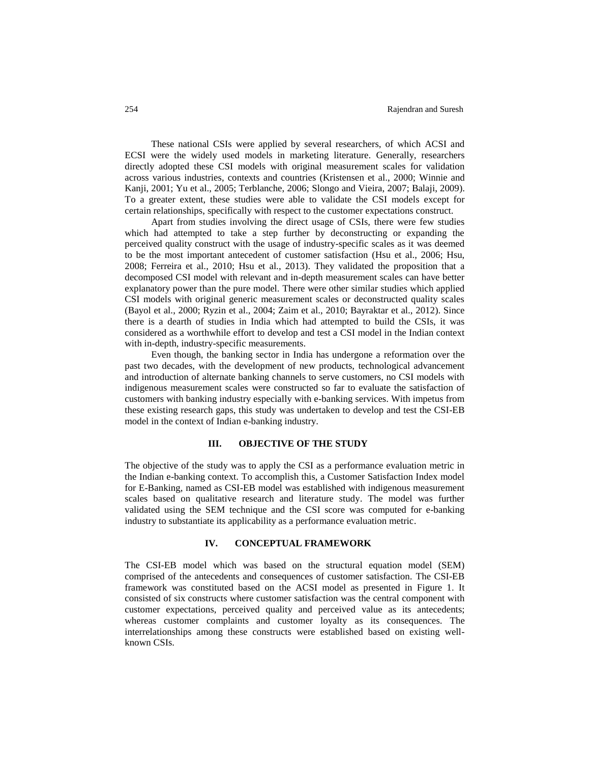These national CSIs were applied by several researchers, of which ACSI and ECSI were the widely used models in marketing literature. Generally, researchers directly adopted these CSI models with original measurement scales for validation across various industries, contexts and countries (Kristensen et al., 2000; Winnie and Kanji, 2001; Yu et al., 2005; Terblanche, 2006; Slongo and Vieira, 2007; Balaji, 2009). To a greater extent, these studies were able to validate the CSI models except for certain relationships, specifically with respect to the customer expectations construct.

Apart from studies involving the direct usage of CSIs, there were few studies which had attempted to take a step further by deconstructing or expanding the perceived quality construct with the usage of industry-specific scales as it was deemed to be the most important antecedent of customer satisfaction (Hsu et al., 2006; Hsu, 2008; Ferreira et al., 2010; Hsu et al., 2013). They validated the proposition that a decomposed CSI model with relevant and in-depth measurement scales can have better explanatory power than the pure model. There were other similar studies which applied CSI models with original generic measurement scales or deconstructed quality scales (Bayol et al., 2000; Ryzin et al., 2004; Zaim et al., 2010; Bayraktar et al., 2012). Since there is a dearth of studies in India which had attempted to build the CSIs, it was considered as a worthwhile effort to develop and test a CSI model in the Indian context with in-depth, industry-specific measurements.

Even though, the banking sector in India has undergone a reformation over the past two decades, with the development of new products, technological advancement and introduction of alternate banking channels to serve customers, no CSI models with indigenous measurement scales were constructed so far to evaluate the satisfaction of customers with banking industry especially with e-banking services. With impetus from these existing research gaps, this study was undertaken to develop and test the CSI-EB model in the context of Indian e-banking industry.

## III. OBJECTIVE OF THE STUDY

The objective of the study was to apply the CSI as a performance evaluation metric in the Indian e-banking context. To accomplish this, a Customer Satisfaction Index model for E-Banking, named as CSI-EB model was established with indigenous measurement scales based on qualitative research and literature study. The model was further validated using the SEM technique and the CSI score was computed for e-banking industry to substantiate its applicability as a performance evaluation metric.

## IV. CONCEPTUAL FRAMEWORK

The CSI-EB model which was based on the structural equation model (SEM) comprised of the antecedents and consequences of customer satisfaction. The CSI-EB framework was constituted based on the ACSI model as presented in Figure 1. It consisted of six constructs where customer satisfaction was the central component with customer expectations, perceived quality and perceived value as its antecedents; whereas customer complaints and customer loyalty as its consequences. The interrelationships among these constructs were established based on existing well-known CSIs.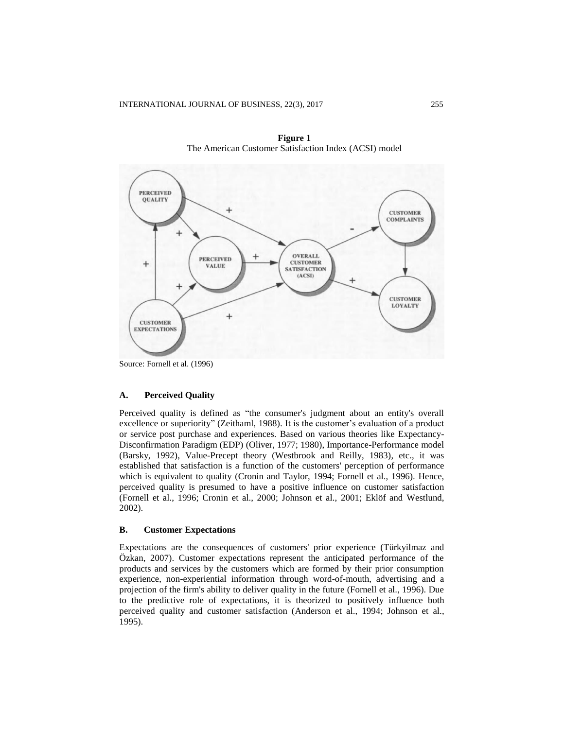**Figure 1**
The American Customer Satisfaction Index (ACSI) model

Source: Fornell et al. (1996)

### A. Perceived Quality

Perceived quality is defined as "the consumer's judgment about an entity's overall excellence or superiority" (Zeithaml, 1988). It is the customer's evaluation of a product or service post purchase and experiences. Based on various theories like Expectancy-Disconfirmation Paradigm (EDP) (Oliver, 1977; 1980), Importance-Performance model (Barsky, 1992), Value-Precept theory (Westbrook and Reilly, 1983), etc., it was established that satisfaction is a function of the customers' perception of performance which is equivalent to quality (Cronin and Taylor, 1994; Fornell et al., 1996). Hence, perceived quality is presumed to have a positive influence on customer satisfaction (Fornell et al., 1996; Cronin et al., 2000; Johnson et al., 2001; Eklöf and Westlund, 2002).

### B. Customer Expectations

Expectations are the consequences of customers' prior experience (Türkyilmaz and Özkan, 2007). Customer expectations represent the anticipated performance of the products and services by the customers which are formed by their prior consumption experience, non-experiential information through word-of-mouth, advertising and a projection of the firm's ability to deliver quality in the future (Fornell et al., 1996). Due to the predictive role of expectations, it is theorized to positively influence both perceived quality and customer satisfaction (Anderson et al., 1994; Johnson et al., 1995).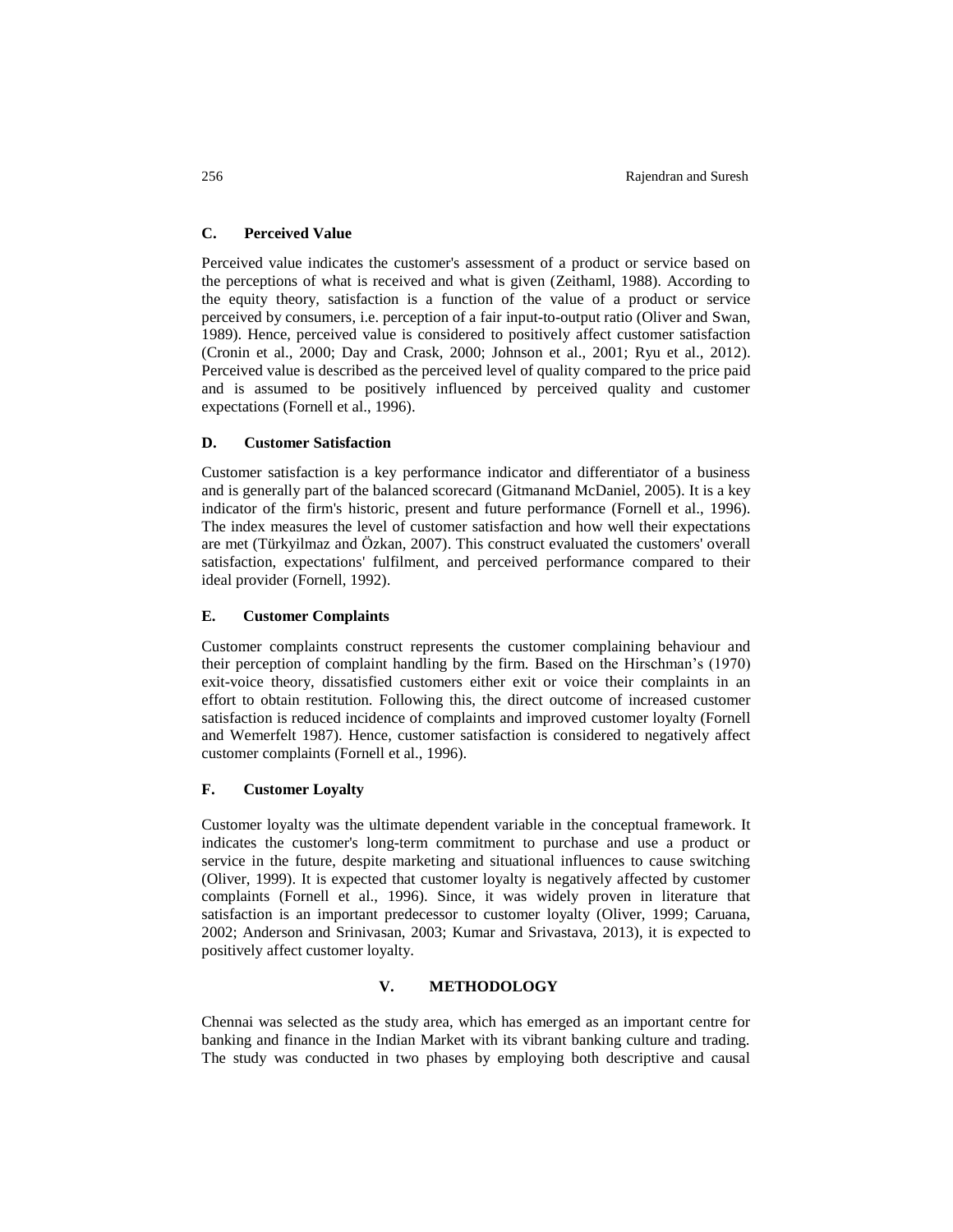### C. Perceived Value

Perceived value indicates the customer's assessment of a product or service based on the perceptions of what is received and what is given (Zeithaml, 1988). According to the equity theory, satisfaction is a function of the value of a product or service perceived by consumers, i.e. perception of a fair input-to-output ratio (Oliver and Swan, 1989). Hence, perceived value is considered to positively affect customer satisfaction (Cronin et al., 2000; Day and Crask, 2000; Johnson et al., 2001; Ryu et al., 2012). Perceived value is described as the perceived level of quality compared to the price paid and is assumed to be positively influenced by perceived quality and customer expectations (Fornell et al., 1996).

### D. Customer Satisfaction

Customer satisfaction is a key performance indicator and differentiator of a business and is generally part of the balanced scorecard (Gitmanand McDaniel, 2005). It is a key indicator of the firm's historic, present and future performance (Fornell et al., 1996). The index measures the level of customer satisfaction and how well their expectations are met (Türkyilmaz and Özkan, 2007). This construct evaluated the customers' overall satisfaction, expectations' fulfilment, and perceived performance compared to their ideal provider (Fornell, 1992).

### E. Customer Complaints

Customer complaints construct represents the customer complaining behaviour and their perception of complaint handling by the firm. Based on the Hirschman's (1970) exit-voice theory, dissatisfied customers either exit or voice their complaints in an effort to obtain restitution. Following this, the direct outcome of increased customer satisfaction is reduced incidence of complaints and improved customer loyalty (Fornell and Wemerfelt 1987). Hence, customer satisfaction is considered to negatively affect customer complaints (Fornell et al., 1996).

### F. Customer Loyalty

Customer loyalty was the ultimate dependent variable in the conceptual framework. It indicates the customer's long-term commitment to purchase and use a product or service in the future, despite marketing and situational influences to cause switching (Oliver, 1999). It is expected that customer loyalty is negatively affected by customer complaints (Fornell et al., 1996). Since, it was widely proven in literature that satisfaction is an important predecessor to customer loyalty (Oliver, 1999; Caruana, 2002; Anderson and Srinivasan, 2003; Kumar and Srivastava, 2013), it is expected to positively affect customer loyalty.

## V. METHODOLOGY

Chennai was selected as the study area, which has emerged as an important centre for banking and finance in the Indian Market with its vibrant banking culture and trading. The study was conducted in two phases by employing both descriptive and causal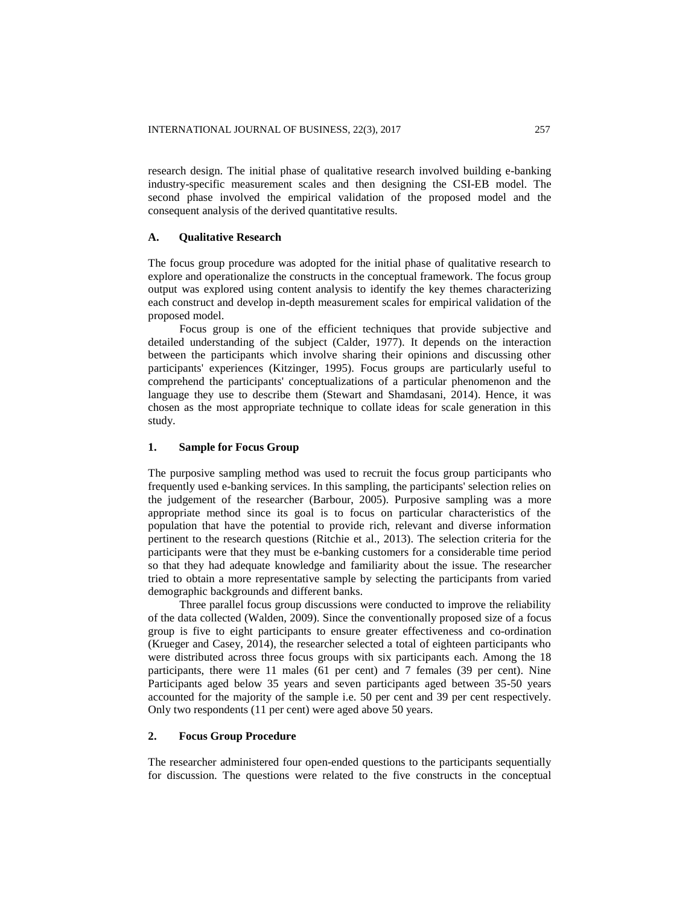research design. The initial phase of qualitative research involved building e-banking industry-specific measurement scales and then designing the CSI-EB model. The second phase involved the empirical validation of the proposed model and the consequent analysis of the derived quantitative results.

## A. Qualitative Research

The focus group procedure was adopted for the initial phase of qualitative research to explore and operationalize the constructs in the conceptual framework. The focus group output was explored using content analysis to identify the key themes characterizing each construct and develop in-depth measurement scales for empirical validation of the proposed model.

Focus group is one of the efficient techniques that provide subjective and detailed understanding of the subject (Calder, 1977). It depends on the interaction between the participants which involve sharing their opinions and discussing other participants' experiences (Kitzinger, 1995). Focus groups are particularly useful to comprehend the participants' conceptualizations of a particular phenomenon and the language they use to describe them (Stewart and Shamdasani, 2014). Hence, it was chosen as the most appropriate technique to collate ideas for scale generation in this study.

### 1. Sample for Focus Group

The purposive sampling method was used to recruit the focus group participants who frequently used e-banking services. In this sampling, the participants' selection relies on the judgement of the researcher (Barbour, 2005). Purposive sampling was a more appropriate method since its goal is to focus on particular characteristics of the population that have the potential to provide rich, relevant and diverse information pertinent to the research questions (Ritchie et al., 2013). The selection criteria for the participants were that they must be e-banking customers for a considerable time period so that they had adequate knowledge and familiarity about the issue. The researcher tried to obtain a more representative sample by selecting the participants from varied demographic backgrounds and different banks.

Three parallel focus group discussions were conducted to improve the reliability of the data collected (Walden, 2009). Since the conventionally proposed size of a focus group is five to eight participants to ensure greater effectiveness and co-ordination (Krueger and Casey, 2014), the researcher selected a total of eighteen participants who were distributed across three focus groups with six participants each. Among the 18 participants, there were 11 males (61 per cent) and 7 females (39 per cent). Nine Participants aged below 35 years and seven participants aged between 35-50 years accounted for the majority of the sample i.e. 50 per cent and 39 per cent respectively. Only two respondents (11 per cent) were aged above 50 years.

### 2. Focus Group Procedure

The researcher administered four open-ended questions to the participants sequentially for discussion. The questions were related to the five constructs in the conceptual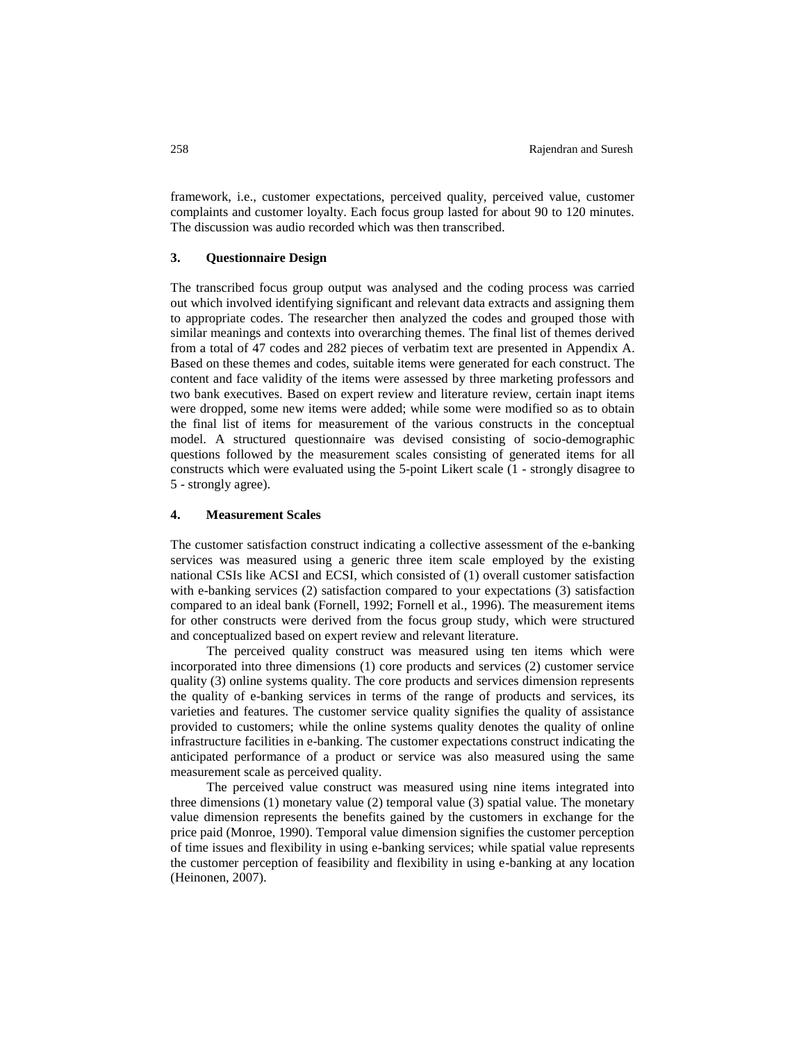framework, i.e., customer expectations, perceived quality, perceived value, customer complaints and customer loyalty. Each focus group lasted for about 90 to 120 minutes. The discussion was audio recorded which was then transcribed.

## 3. Questionnaire Design

The transcribed focus group output was analysed and the coding process was carried out which involved identifying significant and relevant data extracts and assigning them to appropriate codes. The researcher then analyzed the codes and grouped those with similar meanings and contexts into overarching themes. The final list of themes derived from a total of 47 codes and 282 pieces of verbatim text are presented in Appendix A. Based on these themes and codes, suitable items were generated for each construct. The content and face validity of the items were assessed by three marketing professors and two bank executives. Based on expert review and literature review, certain inapt items were dropped, some new items were added; while some were modified so as to obtain the final list of items for measurement of the various constructs in the conceptual model. A structured questionnaire was devised consisting of socio-demographic questions followed by the measurement scales consisting of generated items for all constructs which were evaluated using the 5-point Likert scale (1 - strongly disagree to 5 - strongly agree).

## 4. Measurement Scales

The customer satisfaction construct indicating a collective assessment of the e-banking services was measured using a generic three item scale employed by the existing national CSIs like ACSI and ECSI, which consisted of (1) overall customer satisfaction with e-banking services (2) satisfaction compared to your expectations (3) satisfaction compared to an ideal bank (Fornell, 1992; Fornell et al., 1996). The measurement items for other constructs were derived from the focus group study, which were structured and conceptualized based on expert review and relevant literature.

The perceived quality construct was measured using ten items which were incorporated into three dimensions (1) core products and services (2) customer service quality (3) online systems quality. The core products and services dimension represents the quality of e-banking services in terms of the range of products and services, its varieties and features. The customer service quality signifies the quality of assistance provided to customers; while the online systems quality denotes the quality of online infrastructure facilities in e-banking. The customer expectations construct indicating the anticipated performance of a product or service was also measured using the same measurement scale as perceived quality.

The perceived value construct was measured using nine items integrated into three dimensions (1) monetary value (2) temporal value (3) spatial value. The monetary value dimension represents the benefits gained by the customers in exchange for the price paid (Monroe, 1990). Temporal value dimension signifies the customer perception of time issues and flexibility in using e-banking services; while spatial value represents the customer perception of feasibility and flexibility in using e-banking at any location (Heinonen, 2007).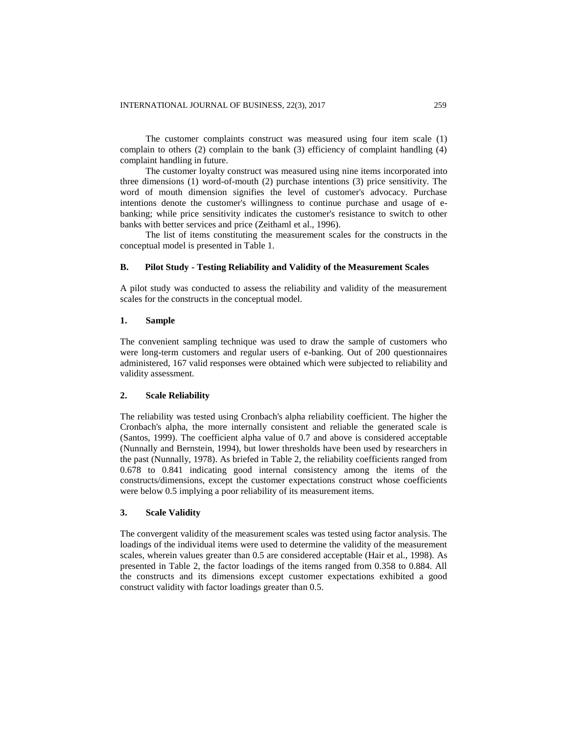The customer complaints construct was measured using four item scale (1) complain to others (2) complain to the bank (3) efficiency of complaint handling (4) complaint handling in future.

The customer loyalty construct was measured using nine items incorporated into three dimensions (1) word-of-mouth (2) purchase intentions (3) price sensitivity. The word of mouth dimension signifies the level of customer's advocacy. Purchase intentions denote the customer's willingness to continue purchase and usage of e-banking; while price sensitivity indicates the customer's resistance to switch to other banks with better services and price (Zeithaml et al., 1996).

The list of items constituting the measurement scales for the constructs in the conceptual model is presented in Table 1.

## B. Pilot Study - Testing Reliability and Validity of the Measurement Scales

A pilot study was conducted to assess the reliability and validity of the measurement scales for the constructs in the conceptual model.

### 1. Sample

The convenient sampling technique was used to draw the sample of customers who were long-term customers and regular users of e-banking. Out of 200 questionnaires administered, 167 valid responses were obtained which were subjected to reliability and validity assessment.

### 2. Scale Reliability

The reliability was tested using Cronbach's alpha reliability coefficient. The higher the Cronbach's alpha, the more internally consistent and reliable the generated scale is (Santos, 1999). The coefficient alpha value of 0.7 and above is considered acceptable (Nunnally and Bernstein, 1994), but lower thresholds have been used by researchers in the past (Nunnally, 1978). As briefed in Table 2, the reliability coefficients ranged from 0.678 to 0.841 indicating good internal consistency among the items of the constructs/dimensions, except the customer expectations construct whose coefficients were below 0.5 implying a poor reliability of its measurement items.

### 3. Scale Validity

The convergent validity of the measurement scales was tested using factor analysis. The loadings of the individual items were used to determine the validity of the measurement scales, wherein values greater than 0.5 are considered acceptable (Hair et al., 1998). As presented in Table 2, the factor loadings of the items ranged from 0.358 to 0.884. All the constructs and its dimensions except customer expectations exhibited a good construct validity with factor loadings greater than 0.5.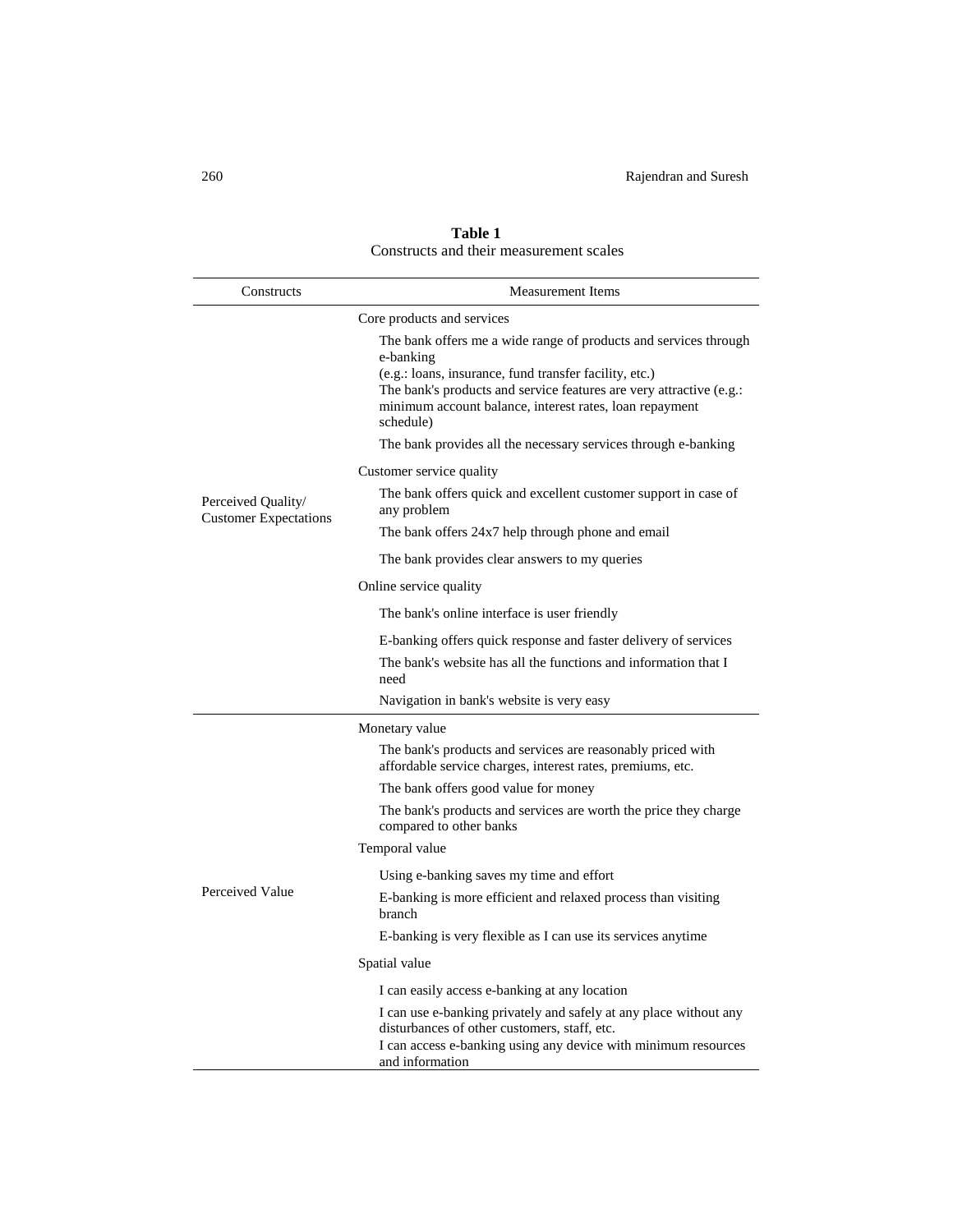**Table 1**
Constructs and their measurement scales

| Constructs | Measurement Items |
|---|---|
| Perceived Quality/ Customer Expectations | Core products and services |
| | The bank offers me a wide range of products and services through e-banking (e.g.: loans, insurance, fund transfer facility, etc.) |
| | The bank's products and service features are very attractive (e.g.: minimum account balance, interest rates, loan repayment schedule) |
| | The bank provides all the necessary services through e-banking |
| | Customer service quality |
| | The bank offers quick and excellent customer support in case of any problem |
| | The bank offers 24x7 help through phone and email |
| | The bank provides clear answers to my queries |
| | Online service quality |
| | The bank's online interface is user friendly |
| | E-banking offers quick response and faster delivery of services |
| | The bank's website has all the functions and information that I need |
| | Navigation in bank's website is very easy |
| Perceived Value | Monetary value |
| | The bank's products and services are reasonably priced with affordable service charges, interest rates, premiums, etc. |
| | The bank offers good value for money |
| | The bank's products and services are worth the price they charge compared to other banks |
| | Temporal value |
| | Using e-banking saves my time and effort |
| | E-banking is more efficient and relaxed process than visiting branch |
| | E-banking is very flexible as I can use its services anytime |
| | Spatial value |
| | I can easily access e-banking at any location |
| | I can use e-banking privately and safely at any place without any disturbances of other customers, staff, etc. |
| | I can access e-banking using any device with minimum resources and information |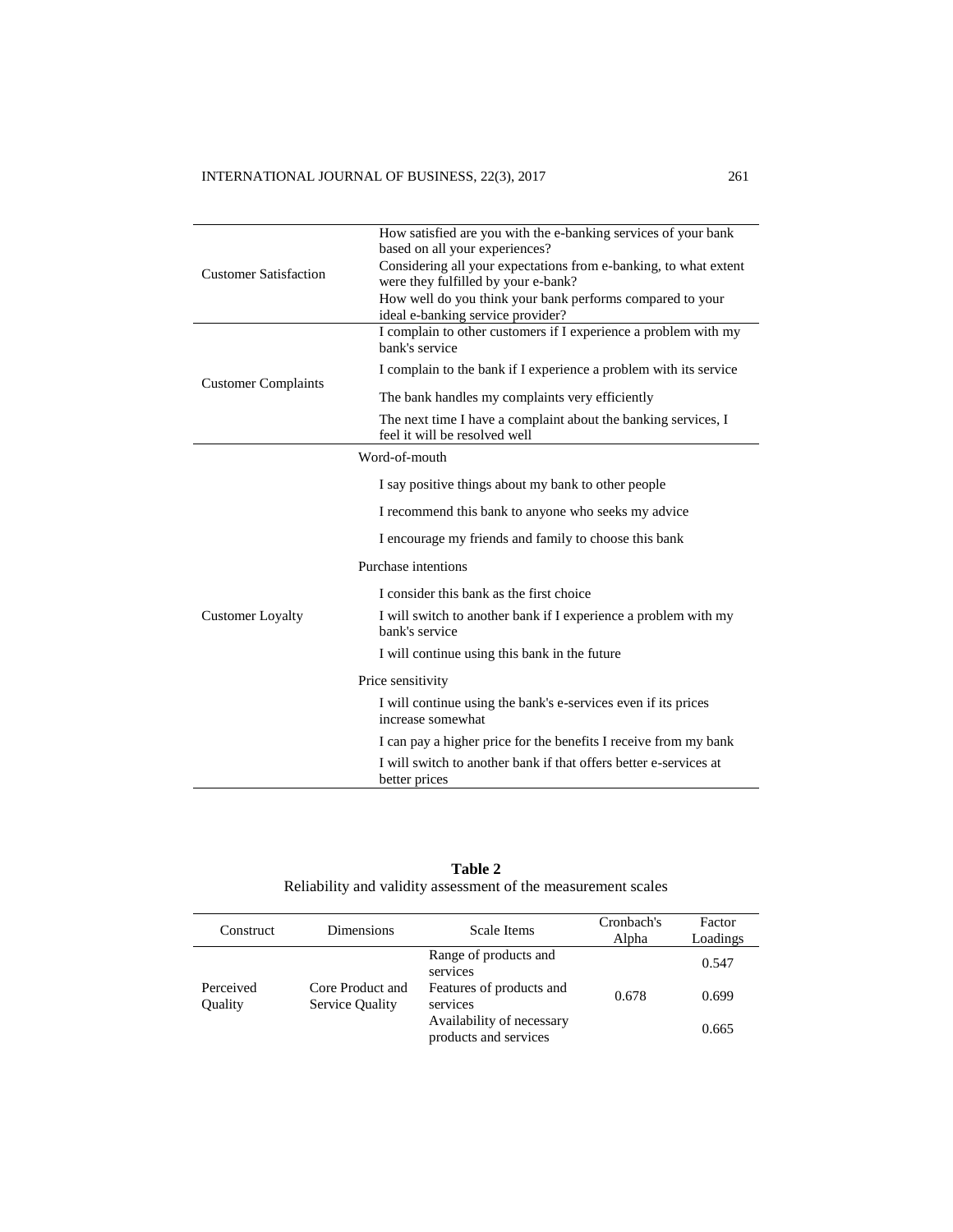| | |
|---|---|
| Customer Satisfaction | How satisfied are you with the e-banking services of your bank based on all your experiences? |
| | Considering all your expectations from e-banking, to what extent were they fulfilled by your e-bank? |
| | How well do you think your bank performs compared to your ideal e-banking service provider? |
| Customer Complaints | I complain to other customers if I experience a problem with my bank's service |
| | I complain to the bank if I experience a problem with its service |
| | The bank handles my complaints very efficiently |
| | The next time I have a complaint about the banking services, I feel it will be resolved well |
| Customer Loyalty | Word-of-mouth |
| | I say positive things about my bank to other people |
| | I recommend this bank to anyone who seeks my advice |
| | I encourage my friends and family to choose this bank |
| | Purchase intentions |
| | I consider this bank as the first choice |
| | I will switch to another bank if I experience a problem with my bank's service |
| | I will continue using this bank in the future |
| | Price sensitivity |
| | I will continue using the bank's e-services even if its prices increase somewhat |
| | I can pay a higher price for the benefits I receive from my bank |
| | I will switch to another bank if that offers better e-services at better prices |

**Table 2**

Reliability and validity assessment of the measurement scales

| Construct | Dimensions | Scale Items | Cronbach's Alpha | Factor Loadings |
|---|---|---|---|---|
| Perceived Quality | Core Product and Service Quality | Range of products and services | 0.678 | 0.547 |
| | | Features of products and services | | 0.699 |
| | | Availability of necessary products and services | | 0.665 |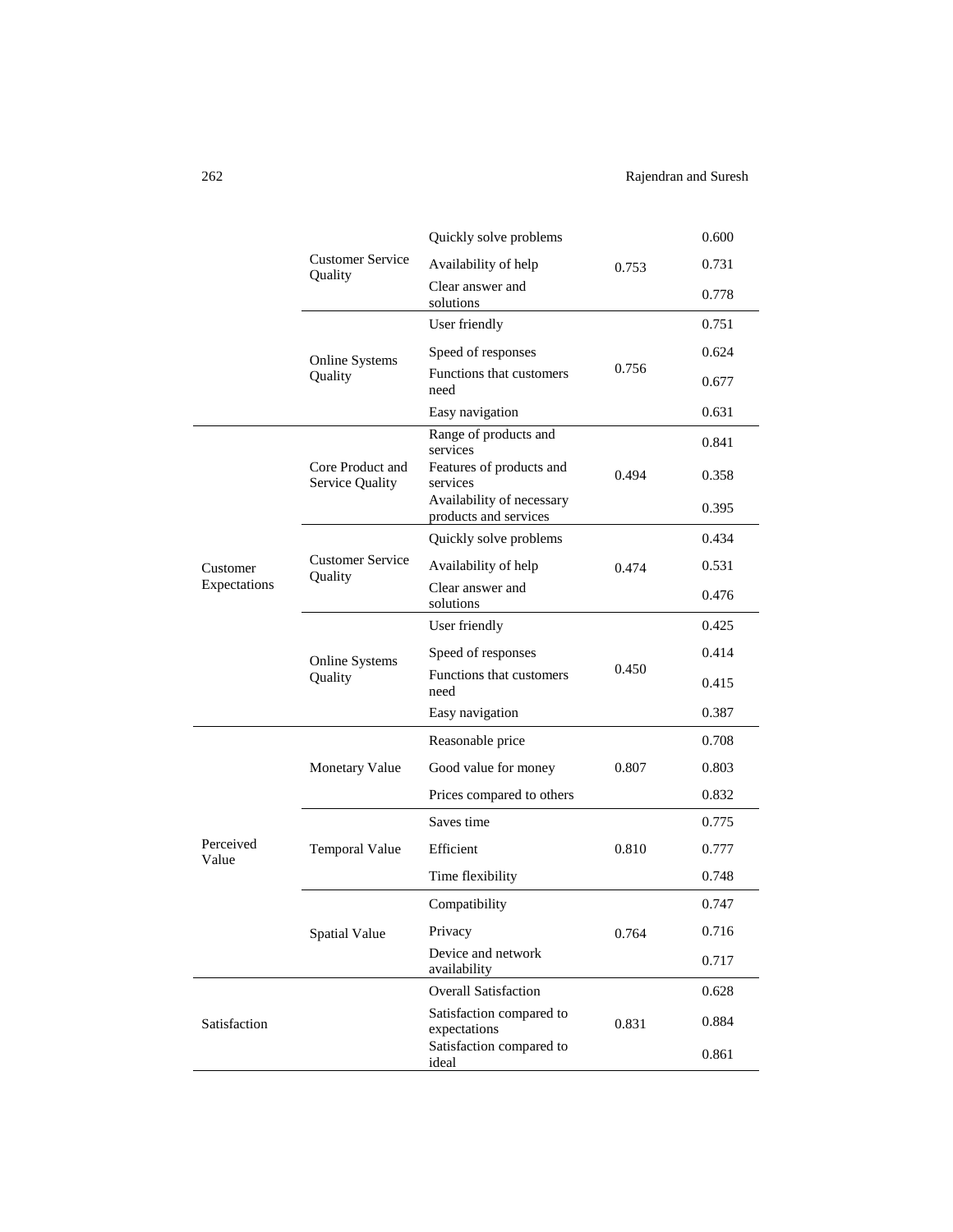| | | | | |
|---|---|---|---|---|
| | Customer Service Quality | Quickly solve problems | 0.753 | 0.600 |
| | | Availability of help | | 0.731 |
| | | Clear answer and solutions | | 0.778 |
| | Online Systems Quality | User friendly | 0.756 | 0.751 |
| | | Speed of responses | | 0.624 |
| | | Functions that customers need | | 0.677 |
| | | Easy navigation | | 0.631 |
| Customer Expectations | Core Product and Service Quality | Range of products and services | 0.494 | 0.841 |
| | | Features of products and services | | 0.358 |
| | | Availability of necessary products and services | | 0.395 |
| | Customer Service Quality | Quickly solve problems | 0.474 | 0.434 |
| | | Availability of help | | 0.531 |
| | | Clear answer and solutions | | 0.476 |
| | Online Systems Quality | User friendly | 0.450 | 0.425 |
| | | Speed of responses | | 0.414 |
| | | Functions that customers need | | 0.415 |
| | | Easy navigation | | 0.387 |
| Perceived Value | Monetary Value | Reasonable price | 0.807 | 0.708 |
| | | Good value for money | | 0.803 |
| | | Prices compared to others | | 0.832 |
| | Temporal Value | Saves time | 0.810 | 0.775 |
| | | Efficient | | 0.777 |
| | | Time flexibility | | 0.748 |
| | Spatial Value | Compatibility | 0.764 | 0.747 |
| | | Privacy | | 0.716 |
| | | Device and network availability | | 0.717 |
| Satisfaction | | Overall Satisfaction | 0.831 | 0.628 |
| | | Satisfaction compared to expectations | | 0.884 |
| | | Satisfaction compared to ideal | | 0.861 |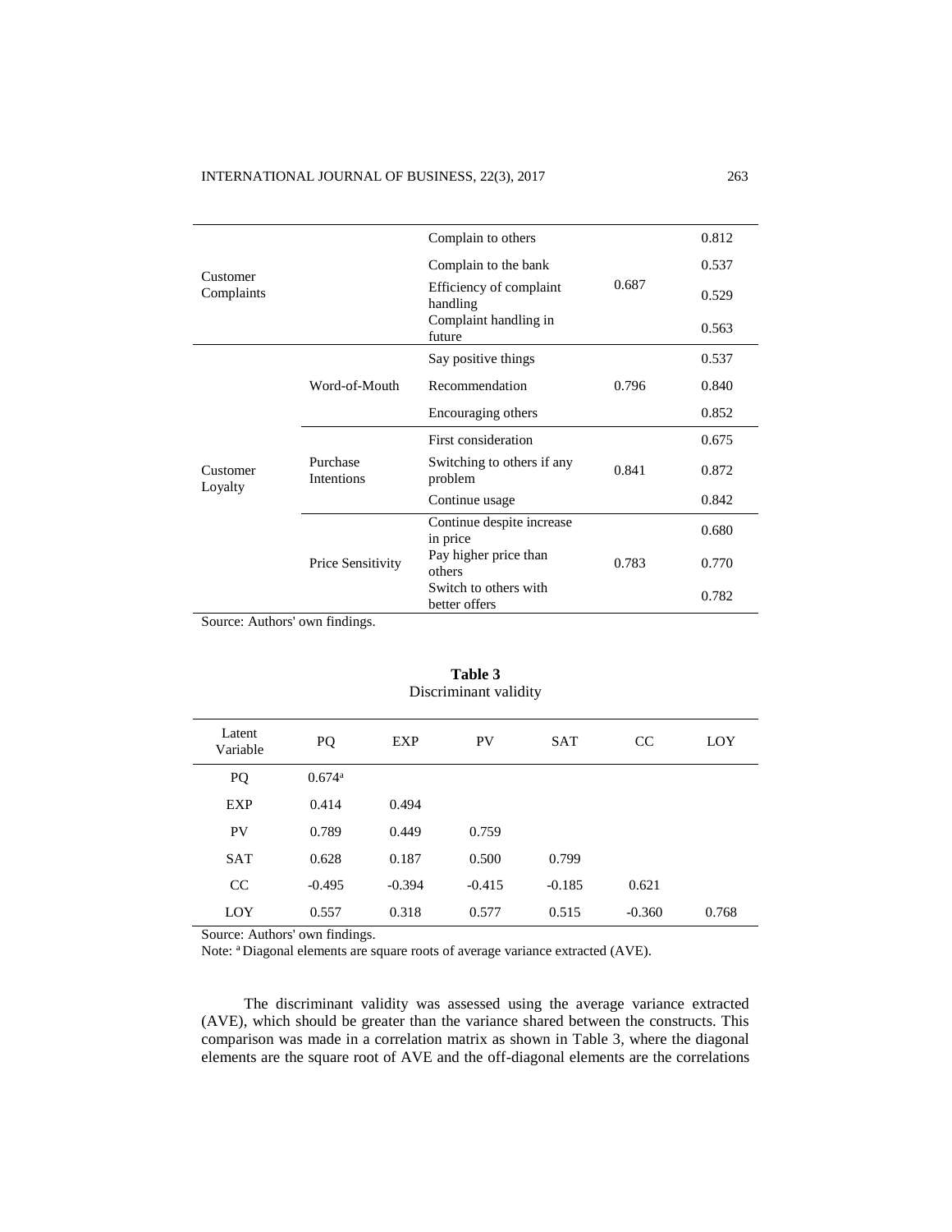| | | | | |
|---|---|---|---|---|
| Customer Complaints | | Complain to others | 0.687 | 0.812 |
| | | Complain to the bank | | 0.537 |
| | | Efficiency of complaint handling | | 0.529 |
| | | Complaint handling in future | | 0.563 |
| Customer Loyalty | Word-of-Mouth | Say positive things | 0.796 | 0.537 |
| | | Recommendation | | 0.840 |
| | | Encouraging others | | 0.852 |
| | Purchase Intentions | First consideration | 0.841 | 0.675 |
| | | Switching to others if any problem | | 0.872 |
| | | Continue usage | | 0.842 |
| | Price Sensitivity | Continue despite increase in price | 0.783 | 0.680 |
| | | Pay higher price than others | | 0.770 |
| | | Switch to others with better offers | | 0.782 |

Source: Authors' own findings.

**Table 3**
Discriminant validity

| Latent Variable | PQ | EXP | PV | SAT | CC | LOY |
|---|---|---|---|---|---|---|
| PQ | 0.674[a] | | | | | |
| EXP | 0.414 | 0.494 | | | | |
| PV | 0.789 | 0.449 | 0.759 | | | |
| SAT | 0.628 | 0.187 | 0.500 | 0.799 | | |
| CC | -0.495 | -0.394 | -0.415 | -0.185 | 0.621 | |
| LOY | 0.557 | 0.318 | 0.577 | 0.515 | -0.360 | 0.768 |

Source: Authors' own findings.
Note: [a] Diagonal elements are square roots of average variance extracted (AVE).

The discriminant validity was assessed using the average variance extracted (AVE), which should be greater than the variance shared between the constructs. This comparison was made in a correlation matrix as shown in Table 3, where the diagonal elements are the square root of AVE and the off-diagonal elements are the correlations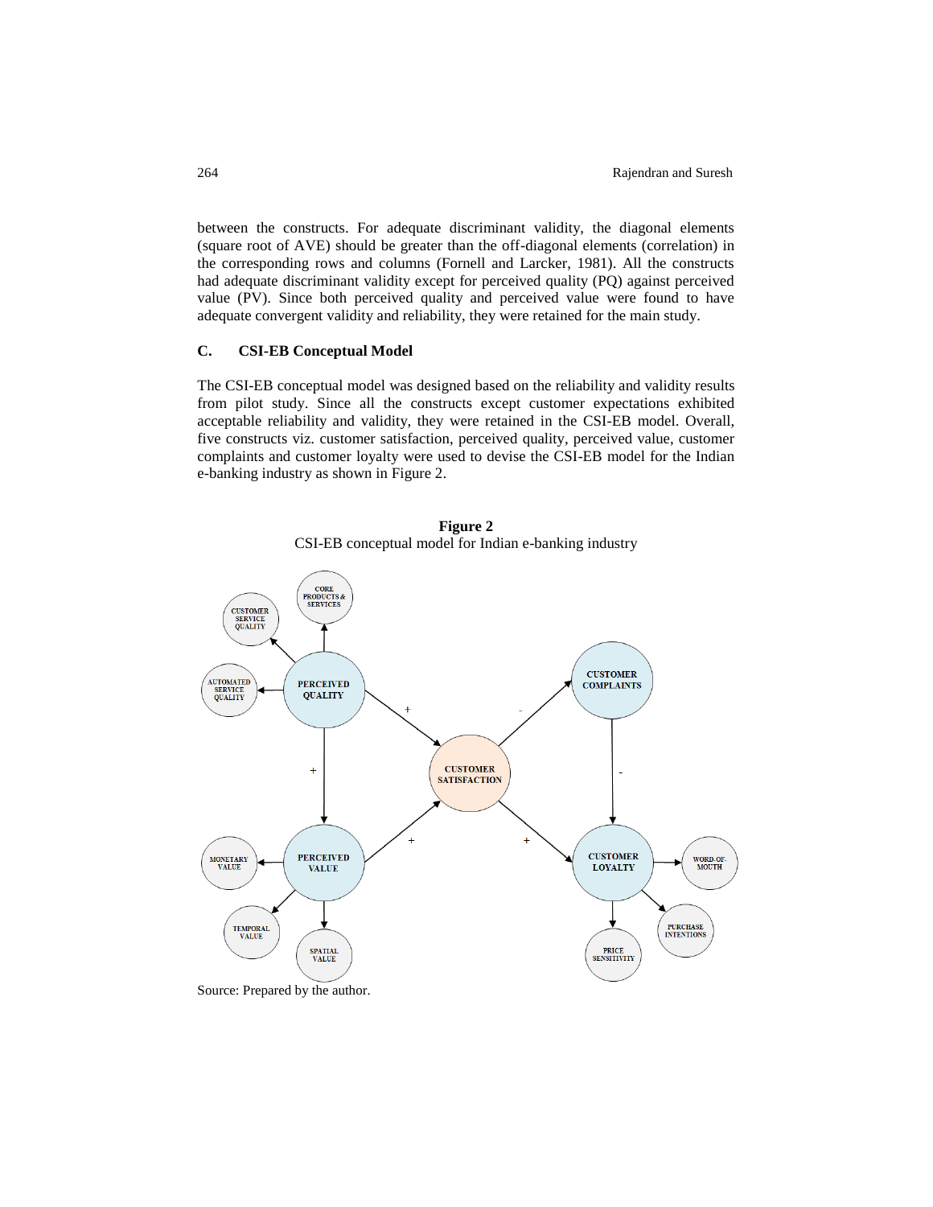between the constructs. For adequate discriminant validity, the diagonal elements (square root of AVE) should be greater than the off-diagonal elements (correlation) in the corresponding rows and columns (Fornell and Larcker, 1981). All the constructs had adequate discriminant validity except for perceived quality (PQ) against perceived value (PV). Since both perceived quality and perceived value were found to have adequate convergent validity and reliability, they were retained for the main study.

### C. CSI-EB Conceptual Model

The CSI-EB conceptual model was designed based on the reliability and validity results from pilot study. Since all the constructs except customer expectations exhibited acceptable reliability and validity, they were retained in the CSI-EB model. Overall, five constructs viz. customer satisfaction, perceived quality, perceived value, customer complaints and customer loyalty were used to devise the CSI-EB model for the Indian e-banking industry as shown in Figure 2.

**Figure 2**
CSI-EB conceptual model for Indian e-banking industry

Source: Prepared by the author.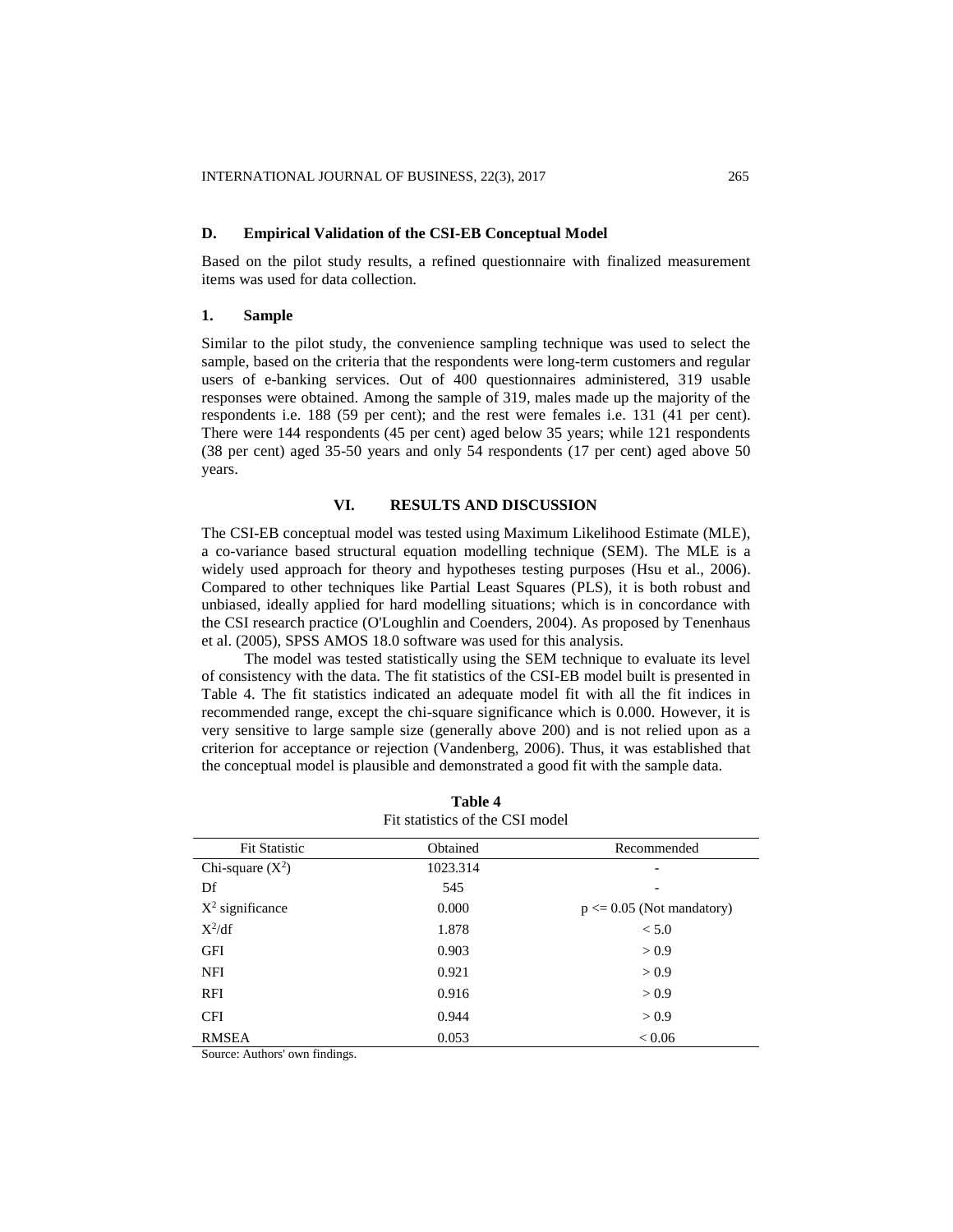### D. Empirical Validation of the CSI-EB Conceptual Model

Based on the pilot study results, a refined questionnaire with finalized measurement items was used for data collection.

#### 1. Sample

Similar to the pilot study, the convenience sampling technique was used to select the sample, based on the criteria that the respondents were long-term customers and regular users of e-banking services. Out of 400 questionnaires administered, 319 usable responses were obtained. Among the sample of 319, males made up the majority of the respondents i.e. 188 (59 per cent); and the rest were females i.e. 131 (41 per cent). There were 144 respondents (45 per cent) aged below 35 years; while 121 respondents (38 per cent) aged 35-50 years and only 54 respondents (17 per cent) aged above 50 years.

## VI. RESULTS AND DISCUSSION

The CSI-EB conceptual model was tested using Maximum Likelihood Estimate (MLE), a co-variance based structural equation modelling technique (SEM). The MLE is a widely used approach for theory and hypotheses testing purposes (Hsu et al., 2006). Compared to other techniques like Partial Least Squares (PLS), it is both robust and unbiased, ideally applied for hard modelling situations; which is in concordance with the CSI research practice (O'Loughlin and Coenders, 2004). As proposed by Tenenhaus et al. (2005), SPSS AMOS 18.0 software was used for this analysis.

The model was tested statistically using the SEM technique to evaluate its level of consistency with the data. The fit statistics of the CSI-EB model built is presented in Table 4. The fit statistics indicated an adequate model fit with all the fit indices in recommended range, except the chi-square significance which is 0.000. However, it is very sensitive to large sample size (generally above 200) and is not relied upon as a criterion for acceptance or rejection (Vandenberg, 2006). Thus, it was established that the conceptual model is plausible and demonstrated a good fit with the sample data.

**Table 4**
Fit statistics of the CSI model

| Fit Statistic | Obtained | Recommended |
|---|---|---|
| Chi-square ($X^2$) | 1023.314 | - |
| Df | 545 | - |
| $X^2$ significance | 0.000 | $p <= 0.05$ (Not mandatory) |
| $X^2$/df | 1.878 | < 5.0 |
| GFI | 0.903 | > 0.9 |
| NFI | 0.921 | > 0.9 |
| RFI | 0.916 | > 0.9 |
| CFI | 0.944 | > 0.9 |
| RMSEA | 0.053 | < 0.06 |

Source: Authors' own findings.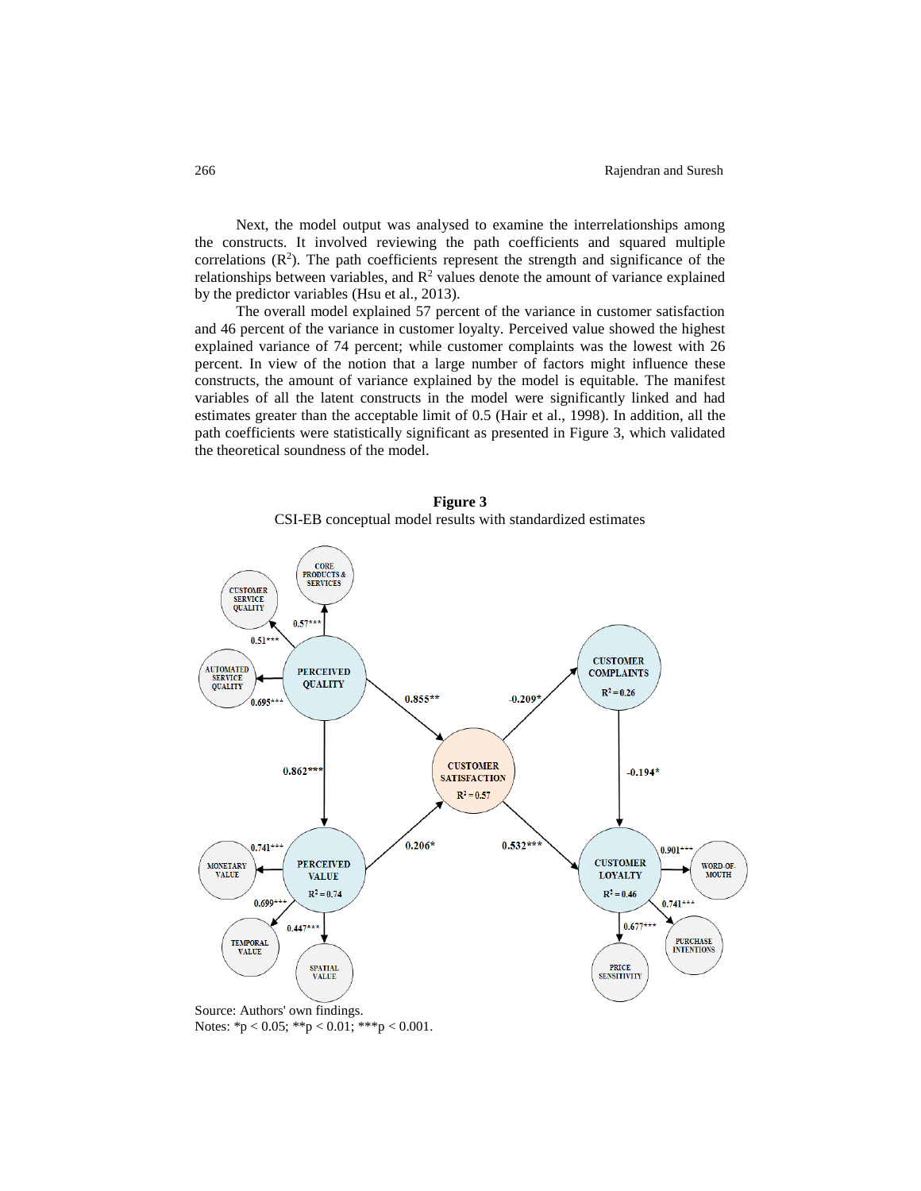Next, the model output was analysed to examine the interrelationships among the constructs. It involved reviewing the path coefficients and squared multiple correlations ($R^2$). The path coefficients represent the strength and significance of the relationships between variables, and $R^2$ values denote the amount of variance explained by the predictor variables (Hsu et al., 2013).

The overall model explained 57 percent of the variance in customer satisfaction and 46 percent of the variance in customer loyalty. Perceived value showed the highest explained variance of 74 percent; while customer complaints was the lowest with 26 percent. In view of the notion that a large number of factors might influence these constructs, the amount of variance explained by the model is equitable. The manifest variables of all the latent constructs in the model were significantly linked and had estimates greater than the acceptable limit of 0.5 (Hair et al., 1998). In addition, all the path coefficients were statistically significant as presented in Figure 3, which validated the theoretical soundness of the model.

**Figure 3**

CSI-EB conceptual model results with standardized estimates

Source: Authors' own findings.

Notes: *$p < 0.05$; **$p < 0.01$; ***$p < 0.001$.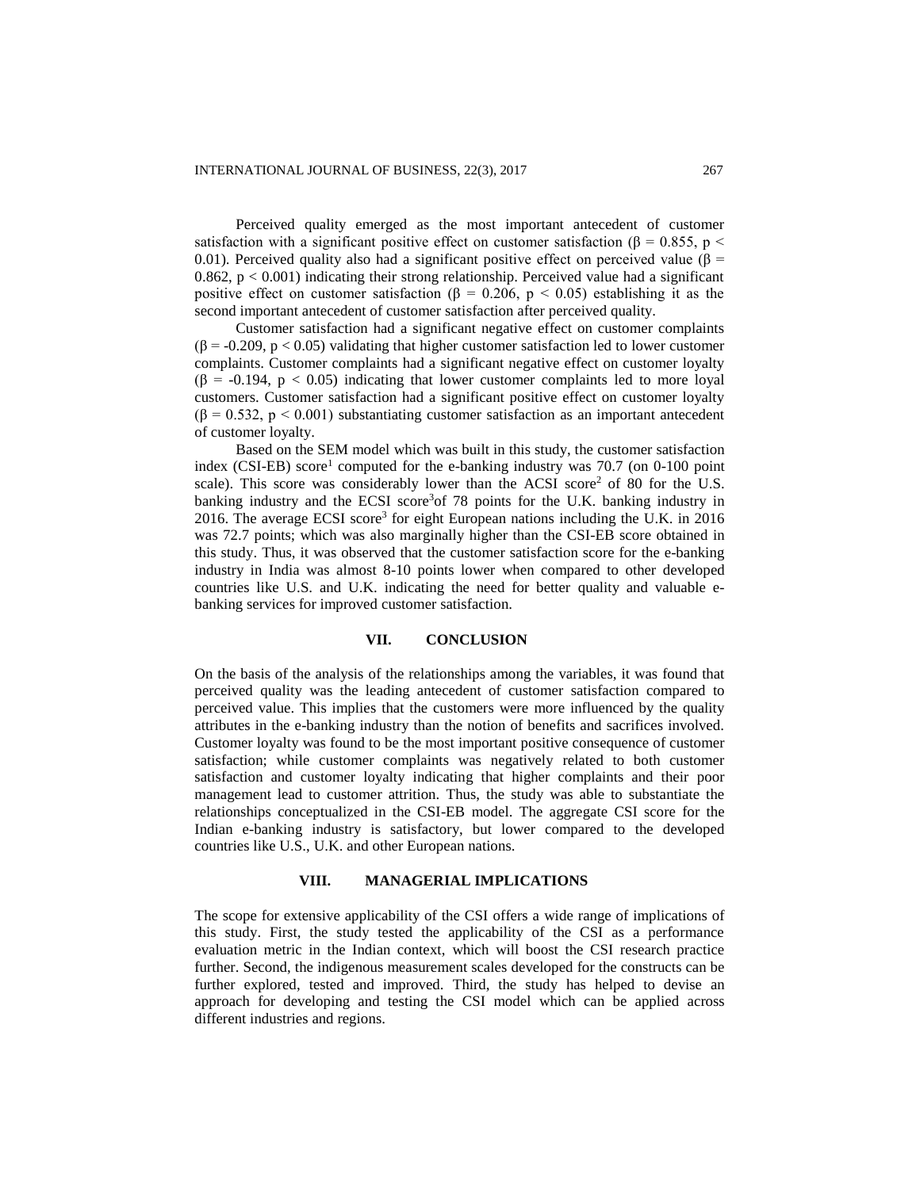Perceived quality emerged as the most important antecedent of customer satisfaction with a significant positive effect on customer satisfaction ($\beta = 0.855$, $p < 0.01$). Perceived quality also had a significant positive effect on perceived value ($\beta = 0.862$, $p < 0.001$) indicating their strong relationship. Perceived value had a significant positive effect on customer satisfaction ($\beta = 0.206$, $p < 0.05$) establishing it as the second important antecedent of customer satisfaction after perceived quality.

Customer satisfaction had a significant negative effect on customer complaints ($\beta = -0.209$, $p < 0.05$) validating that higher customer satisfaction led to lower customer complaints. Customer complaints had a significant negative effect on customer loyalty ($\beta = -0.194$, $p < 0.05$) indicating that lower customer complaints led to more loyal customers. Customer satisfaction had a significant positive effect on customer loyalty ($\beta = 0.532$, $p < 0.001$) substantiating customer satisfaction as an important antecedent of customer loyalty.

Based on the SEM model which was built in this study, the customer satisfaction index (CSI-EB) score[1] computed for the e-banking industry was 70.7 (on 0-100 point scale). This score was considerably lower than the ACSI score[2] of 80 for the U.S. banking industry and the ECSI score[3]of 78 points for the U.K. banking industry in 2016. The average ECSI score[3] for eight European nations including the U.K. in 2016 was 72.7 points; which was also marginally higher than the CSI-EB score obtained in this study. Thus, it was observed that the customer satisfaction score for the e-banking industry in India was almost 8-10 points lower when compared to other developed countries like U.S. and U.K. indicating the need for better quality and valuable e-banking services for improved customer satisfaction.

## VII. CONCLUSION

On the basis of the analysis of the relationships among the variables, it was found that perceived quality was the leading antecedent of customer satisfaction compared to perceived value. This implies that the customers were more influenced by the quality attributes in the e-banking industry than the notion of benefits and sacrifices involved. Customer loyalty was found to be the most important positive consequence of customer satisfaction; while customer complaints was negatively related to both customer satisfaction and customer loyalty indicating that higher complaints and their poor management lead to customer attrition. Thus, the study was able to substantiate the relationships conceptualized in the CSI-EB model. The aggregate CSI score for the Indian e-banking industry is satisfactory, but lower compared to the developed countries like U.S., U.K. and other European nations.

## VIII. MANAGERIAL IMPLICATIONS

The scope for extensive applicability of the CSI offers a wide range of implications of this study. First, the study tested the applicability of the CSI as a performance evaluation metric in the Indian context, which will boost the CSI research practice further. Second, the indigenous measurement scales developed for the constructs can be further explored, tested and improved. Third, the study has helped to devise an approach for developing and testing the CSI model which can be applied across different industries and regions.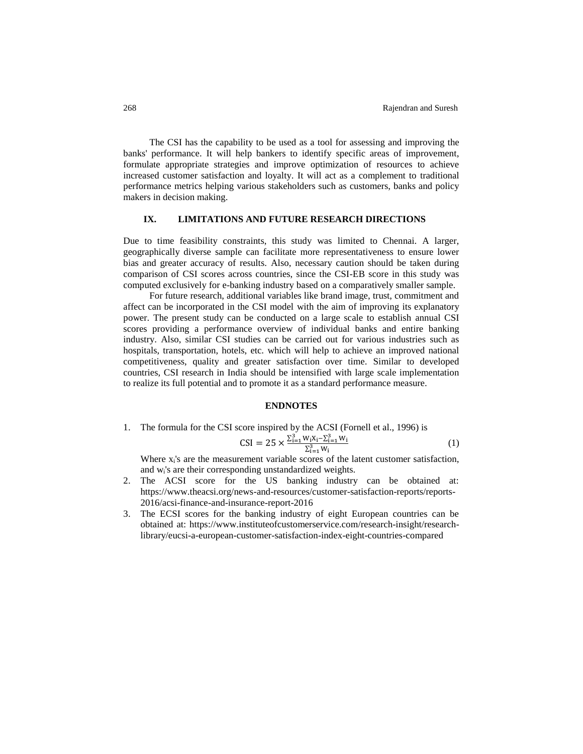The CSI has the capability to be used as a tool for assessing and improving the banks' performance. It will help bankers to identify specific areas of improvement, formulate appropriate strategies and improve optimization of resources to achieve increased customer satisfaction and loyalty. It will act as a complement to traditional performance metrics helping various stakeholders such as customers, banks and policy makers in decision making.

## IX. LIMITATIONS AND FUTURE RESEARCH DIRECTIONS

Due to time feasibility constraints, this study was limited to Chennai. A larger, geographically diverse sample can facilitate more representativeness to ensure lower bias and greater accuracy of results. Also, necessary caution should be taken during comparison of CSI scores across countries, since the CSI-EB score in this study was computed exclusively for e-banking industry based on a comparatively smaller sample.

For future research, additional variables like brand image, trust, commitment and affect can be incorporated in the CSI model with the aim of improving its explanatory power. The present study can be conducted on a large scale to establish annual CSI scores providing a performance overview of individual banks and entire banking industry. Also, similar CSI studies can be carried out for various industries such as hospitals, transportation, hotels, etc. which will help to achieve an improved national competitiveness, quality and greater satisfaction over time. Similar to developed countries, CSI research in India should be intensified with large scale implementation to realize its full potential and to promote it as a standard performance measure.

## ENDNOTES

1. The formula for the CSI score inspired by the ACSI (Fornell et al., 1996) is

$$\mathrm{CSI} = 25 \times \frac{\sum_{i=1}^{3} w_i x_i - \sum_{i=1}^{3} w_i}{\sum_{i=1}^{3} w_i} \tag{1}$$

   Where $x_i$'s are the measurement variable scores of the latent customer satisfaction, and $w_i$'s are their corresponding unstandardized weights.

2. The ACSI score for the US banking industry can be obtained at: https://www.theacsi.org/news-and-resources/customer-satisfaction-reports/reports-2016/acsi-finance-and-insurance-report-2016
3. The ECSI scores for the banking industry of eight European countries can be obtained at: https://www.instituteofcustomerservice.com/research-insight/research-library/eucsi-a-european-customer-satisfaction-index-eight-countries-compared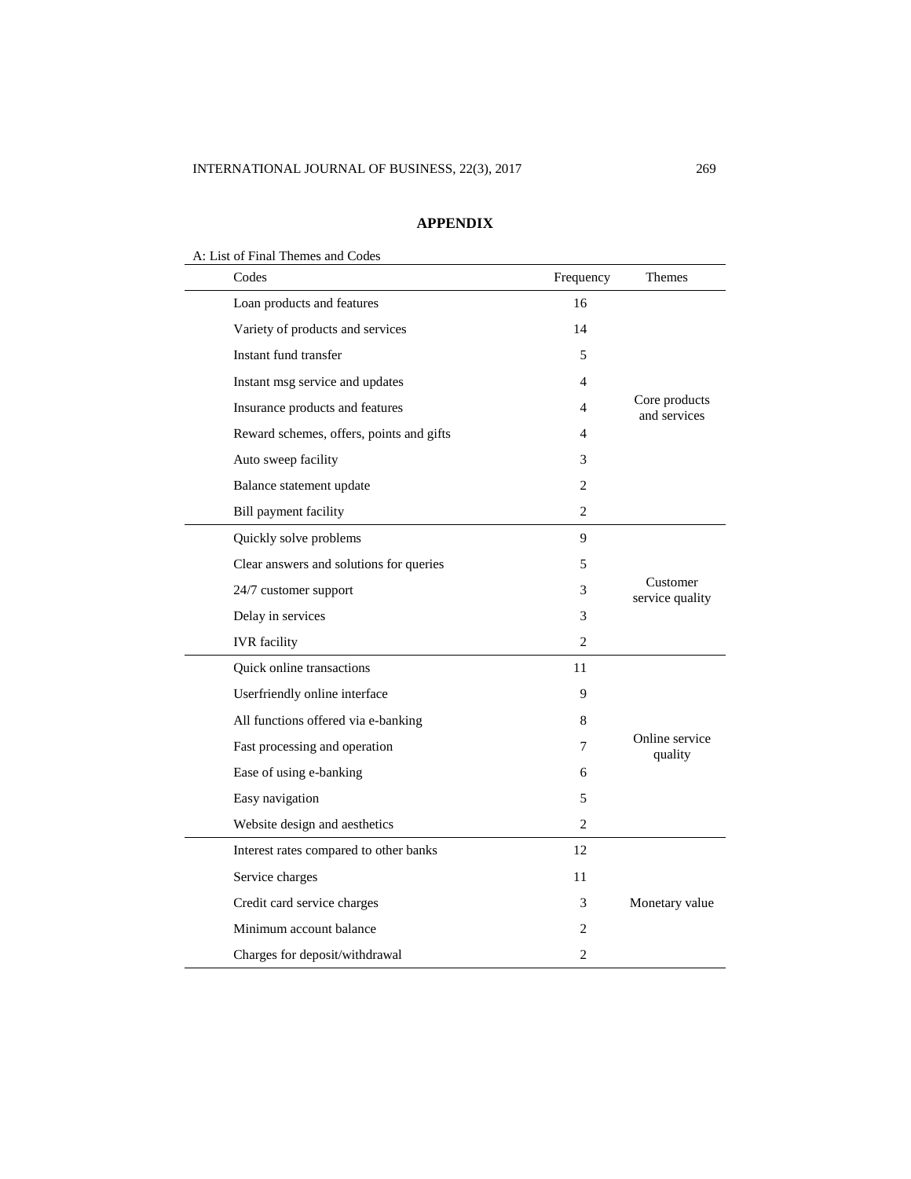## APPENDIX

A: List of Final Themes and Codes

| Codes | Frequency | Themes |
|---|---|---|
| Loan products and features | 16 | Core products and services |
| Variety of products and services | 14 | |
| Instant fund transfer | 5 | |
| Instant msg service and updates | 4 | |
| Insurance products and features | 4 | |
| Reward schemes, offers, points and gifts | 4 | |
| Auto sweep facility | 3 | |
| Balance statement update | 2 | |
| Bill payment facility | 2 | |
| Quickly solve problems | 9 | Customer service quality |
| Clear answers and solutions for queries | 5 | |
| 24/7 customer support | 3 | |
| Delay in services | 3 | |
| IVR facility | 2 | |
| Quick online transactions | 11 | Online service quality |
| Userfriendly online interface | 9 | |
| All functions offered via e-banking | 8 | |
| Fast processing and operation | 7 | |
| Ease of using e-banking | 6 | |
| Easy navigation | 5 | |
| Website design and aesthetics | 2 | |
| Interest rates compared to other banks | 12 | Monetary value |
| Service charges | 11 | |
| Credit card service charges | 3 | |
| Minimum account balance | 2 | |
| Charges for deposit/withdrawal | 2 | |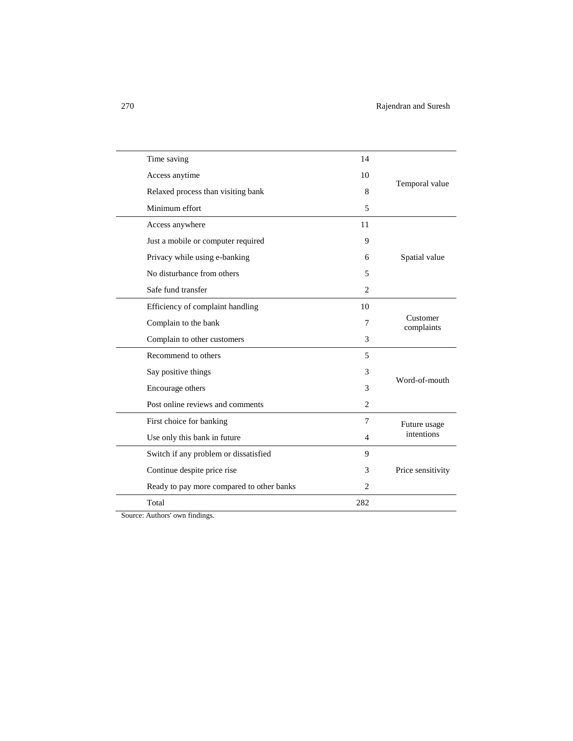| | | |
|---|---|---|
| Time saving | 14 | Temporal value |
| Access anytime | 10 | |
| Relaxed process than visiting bank | 8 | |
| Minimum effort | 5 | |
| Access anywhere | 11 | Spatial value |
| Just a mobile or computer required | 9 | |
| Privacy while using e-banking | 6 | |
| No disturbance from others | 5 | |
| Safe fund transfer | 2 | |
| Efficiency of complaint handling | 10 | Customer complaints |
| Complain to the bank | 7 | |
| Complain to other customers | 3 | |
| Recommend to others | 5 | Word-of-mouth |
| Say positive things | 3 | |
| Encourage others | 3 | |
| Post online reviews and comments | 2 | |
| First choice for banking | 7 | Future usage intentions |
| Use only this bank in future | 4 | |
| Switch if any problem or dissatisfied | 9 | Price sensitivity |
| Continue despite price rise | 3 | |
| Ready to pay more compared to other banks | 2 | |
| Total | 282 | |

Source: Authors' own findings.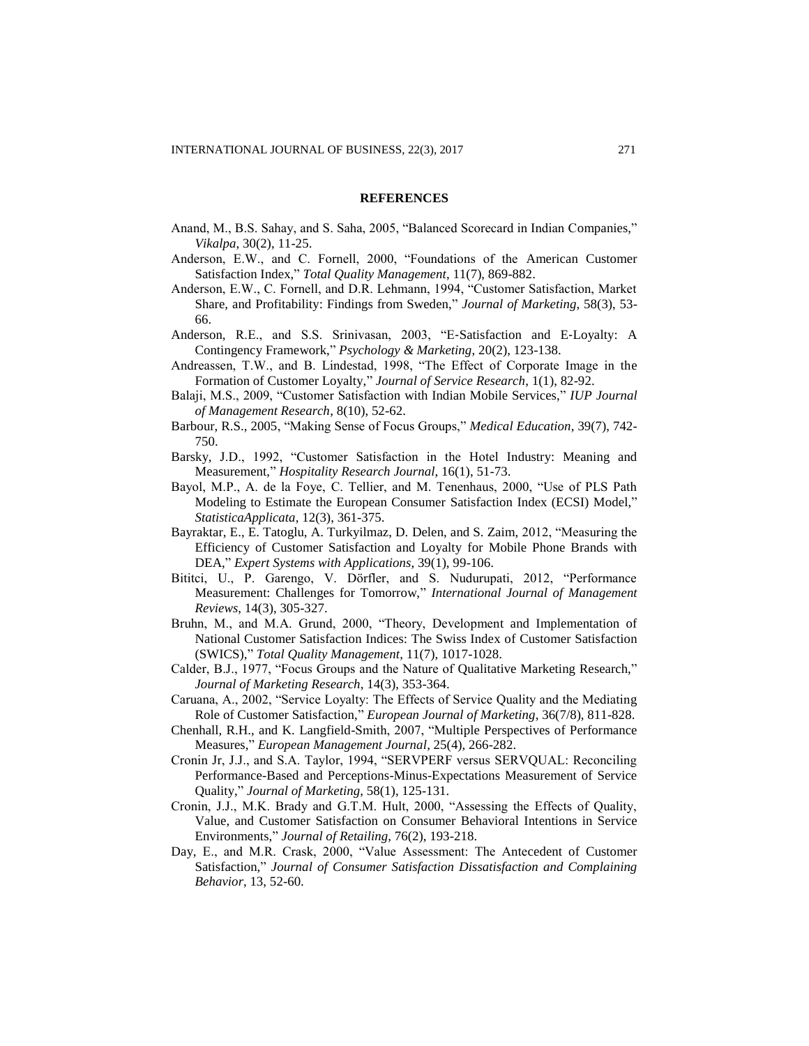## REFERENCES

Anand, M., B.S. Sahay, and S. Saha, 2005, "Balanced Scorecard in Indian Companies," *Vikalpa*, 30(2), 11-25.

Anderson, E.W., and C. Fornell, 2000, "Foundations of the American Customer Satisfaction Index," *Total Quality Management*, 11(7), 869-882.

Anderson, E.W., C. Fornell, and D.R. Lehmann, 1994, "Customer Satisfaction, Market Share, and Profitability: Findings from Sweden," *Journal of Marketing*, 58(3), 53-66.

Anderson, R.E., and S.S. Srinivasan, 2003, "E-Satisfaction and E-Loyalty: A Contingency Framework," *Psychology & Marketing*, 20(2), 123-138.

Andreassen, T.W., and B. Lindestad, 1998, "The Effect of Corporate Image in the Formation of Customer Loyalty," *Journal of Service Research*, 1(1), 82-92.

Balaji, M.S., 2009, "Customer Satisfaction with Indian Mobile Services," *IUP Journal of Management Research*, 8(10), 52-62.

Barbour, R.S., 2005, "Making Sense of Focus Groups," *Medical Education*, 39(7), 742-750.

Barsky, J.D., 1992, "Customer Satisfaction in the Hotel Industry: Meaning and Measurement," *Hospitality Research Journal*, 16(1), 51-73.

Bayol, M.P., A. de la Foye, C. Tellier, and M. Tenenhaus, 2000, "Use of PLS Path Modeling to Estimate the European Consumer Satisfaction Index (ECSI) Model," *StatisticaApplicata*, 12(3), 361-375.

Bayraktar, E., E. Tatoglu, A. Turkyilmaz, D. Delen, and S. Zaim, 2012, "Measuring the Efficiency of Customer Satisfaction and Loyalty for Mobile Phone Brands with DEA," *Expert Systems with Applications*, 39(1), 99-106.

Bititci, U., P. Garengo, V. Dörfler, and S. Nudurupati, 2012, "Performance Measurement: Challenges for Tomorrow," *International Journal of Management Reviews*, 14(3), 305-327.

Bruhn, M., and M.A. Grund, 2000, "Theory, Development and Implementation of National Customer Satisfaction Indices: The Swiss Index of Customer Satisfaction (SWICS)," *Total Quality Management*, 11(7), 1017-1028.

Calder, B.J., 1977, "Focus Groups and the Nature of Qualitative Marketing Research," *Journal of Marketing Research*, 14(3), 353-364.

Caruana, A., 2002, "Service Loyalty: The Effects of Service Quality and the Mediating Role of Customer Satisfaction," *European Journal of Marketing*, 36(7/8), 811-828.

Chenhall, R.H., and K. Langfield-Smith, 2007, "Multiple Perspectives of Performance Measures," *European Management Journal*, 25(4), 266-282.

Cronin Jr, J.J., and S.A. Taylor, 1994, "SERVPERF versus SERVQUAL: Reconciling Performance-Based and Perceptions-Minus-Expectations Measurement of Service Quality," *Journal of Marketing*, 58(1), 125-131.

Cronin, J.J., M.K. Brady and G.T.M. Hult, 2000, "Assessing the Effects of Quality, Value, and Customer Satisfaction on Consumer Behavioral Intentions in Service Environments," *Journal of Retailing*, 76(2), 193-218.

Day, E., and M.R. Crask, 2000, "Value Assessment: The Antecedent of Customer Satisfaction," *Journal of Consumer Satisfaction Dissatisfaction and Complaining Behavior*, 13, 52-60.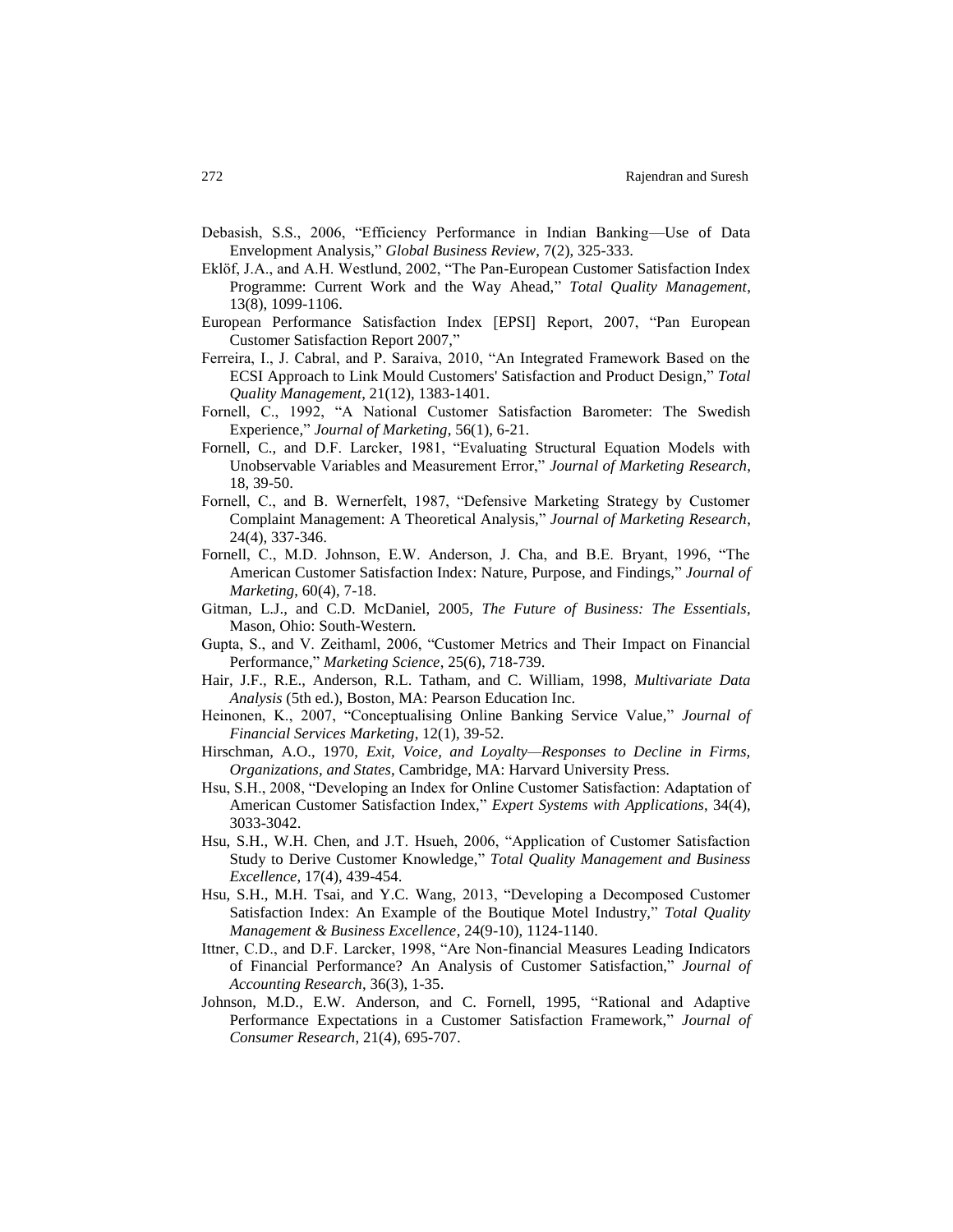Debasish, S.S., 2006, "Efficiency Performance in Indian Banking—Use of Data Envelopment Analysis," *Global Business Review*, 7(2), 325-333.

Eklöf, J.A., and A.H. Westlund, 2002, "The Pan-European Customer Satisfaction Index Programme: Current Work and the Way Ahead," *Total Quality Management*, 13(8), 1099-1106.

European Performance Satisfaction Index [EPSI] Report, 2007, "Pan European Customer Satisfaction Report 2007,"

Ferreira, I., J. Cabral, and P. Saraiva, 2010, "An Integrated Framework Based on the ECSI Approach to Link Mould Customers' Satisfaction and Product Design," *Total Quality Management*, 21(12), 1383-1401.

Fornell, C., 1992, "A National Customer Satisfaction Barometer: The Swedish Experience," *Journal of Marketing*, 56(1), 6-21.

Fornell, C., and D.F. Larcker, 1981, "Evaluating Structural Equation Models with Unobservable Variables and Measurement Error," *Journal of Marketing Research*, 18, 39-50.

Fornell, C., and B. Wernerfelt, 1987, "Defensive Marketing Strategy by Customer Complaint Management: A Theoretical Analysis," *Journal of Marketing Research*, 24(4), 337-346.

Fornell, C., M.D. Johnson, E.W. Anderson, J. Cha, and B.E. Bryant, 1996, "The American Customer Satisfaction Index: Nature, Purpose, and Findings," *Journal of Marketing*, 60(4), 7-18.

Gitman, L.J., and C.D. McDaniel, 2005, *The Future of Business: The Essentials*, Mason, Ohio: South-Western.

Gupta, S., and V. Zeithaml, 2006, "Customer Metrics and Their Impact on Financial Performance," *Marketing Science*, 25(6), 718-739.

Hair, J.F., R.E., Anderson, R.L. Tatham, and C. William, 1998, *Multivariate Data Analysis* (5th ed.), Boston, MA: Pearson Education Inc.

Heinonen, K., 2007, "Conceptualising Online Banking Service Value," *Journal of Financial Services Marketing*, 12(1), 39-52.

Hirschman, A.O., 1970, *Exit, Voice, and Loyalty—Responses to Decline in Firms, Organizations, and States*, Cambridge, MA: Harvard University Press.

Hsu, S.H., 2008, "Developing an Index for Online Customer Satisfaction: Adaptation of American Customer Satisfaction Index," *Expert Systems with Applications*, 34(4), 3033-3042.

Hsu, S.H., W.H. Chen, and J.T. Hsueh, 2006, "Application of Customer Satisfaction Study to Derive Customer Knowledge," *Total Quality Management and Business Excellence*, 17(4), 439-454.

Hsu, S.H., M.H. Tsai, and Y.C. Wang, 2013, "Developing a Decomposed Customer Satisfaction Index: An Example of the Boutique Motel Industry," *Total Quality Management & Business Excellence*, 24(9-10), 1124-1140.

Ittner, C.D., and D.F. Larcker, 1998, "Are Non-financial Measures Leading Indicators of Financial Performance? An Analysis of Customer Satisfaction," *Journal of Accounting Research*, 36(3), 1-35.

Johnson, M.D., E.W. Anderson, and C. Fornell, 1995, "Rational and Adaptive Performance Expectations in a Customer Satisfaction Framework," *Journal of Consumer Research*, 21(4), 695-707.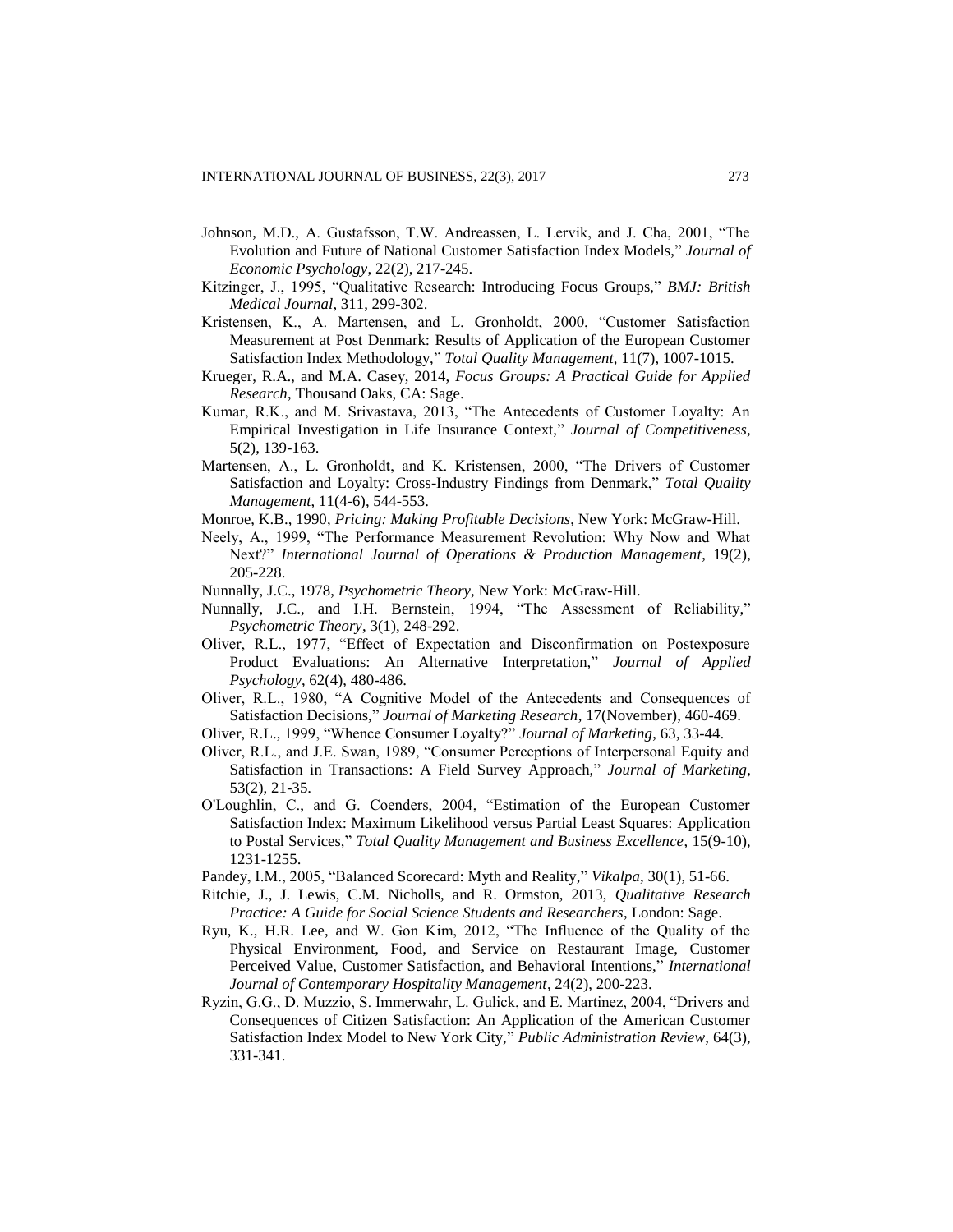Johnson, M.D., A. Gustafsson, T.W. Andreassen, L. Lervik, and J. Cha, 2001, "The Evolution and Future of National Customer Satisfaction Index Models," *Journal of Economic Psychology*, 22(2), 217-245.

Kitzinger, J., 1995, "Qualitative Research: Introducing Focus Groups," *BMJ: British Medical Journal*, 311, 299-302.

Kristensen, K., A. Martensen, and L. Gronholdt, 2000, "Customer Satisfaction Measurement at Post Denmark: Results of Application of the European Customer Satisfaction Index Methodology," *Total Quality Management*, 11(7), 1007-1015.

Krueger, R.A., and M.A. Casey, 2014, *Focus Groups: A Practical Guide for Applied Research*, Thousand Oaks, CA: Sage.

Kumar, R.K., and M. Srivastava, 2013, "The Antecedents of Customer Loyalty: An Empirical Investigation in Life Insurance Context," *Journal of Competitiveness*, 5(2), 139-163.

Martensen, A., L. Gronholdt, and K. Kristensen, 2000, "The Drivers of Customer Satisfaction and Loyalty: Cross-Industry Findings from Denmark," *Total Quality Management*, 11(4-6), 544-553.

Monroe, K.B., 1990, *Pricing: Making Profitable Decisions*, New York: McGraw-Hill.

Neely, A., 1999, "The Performance Measurement Revolution: Why Now and What Next?" *International Journal of Operations & Production Management*, 19(2), 205-228.

Nunnally, J.C., 1978, *Psychometric Theory*, New York: McGraw-Hill.

Nunnally, J.C., and I.H. Bernstein, 1994, "The Assessment of Reliability," *Psychometric Theory*, 3(1), 248-292.

Oliver, R.L., 1977, "Effect of Expectation and Disconfirmation on Postexposure Product Evaluations: An Alternative Interpretation," *Journal of Applied Psychology*, 62(4), 480-486.

Oliver, R.L., 1980, "A Cognitive Model of the Antecedents and Consequences of Satisfaction Decisions," *Journal of Marketing Research*, 17(November), 460-469.

Oliver, R.L., 1999, "Whence Consumer Loyalty?" *Journal of Marketing*, 63, 33-44.

Oliver, R.L., and J.E. Swan, 1989, "Consumer Perceptions of Interpersonal Equity and Satisfaction in Transactions: A Field Survey Approach," *Journal of Marketing*, 53(2), 21-35.

O'Loughlin, C., and G. Coenders, 2004, "Estimation of the European Customer Satisfaction Index: Maximum Likelihood versus Partial Least Squares: Application to Postal Services," *Total Quality Management and Business Excellence*, 15(9-10), 1231-1255.

Pandey, I.M., 2005, "Balanced Scorecard: Myth and Reality," *Vikalpa*, 30(1), 51-66.

Ritchie, J., J. Lewis, C.M. Nicholls, and R. Ormston, 2013, *Qualitative Research Practice: A Guide for Social Science Students and Researchers*, London: Sage.

Ryu, K., H.R. Lee, and W. Gon Kim, 2012, "The Influence of the Quality of the Physical Environment, Food, and Service on Restaurant Image, Customer Perceived Value, Customer Satisfaction, and Behavioral Intentions," *International Journal of Contemporary Hospitality Management*, 24(2), 200-223.

Ryzin, G.G., D. Muzzio, S. Immerwahr, L. Gulick, and E. Martinez, 2004, "Drivers and Consequences of Citizen Satisfaction: An Application of the American Customer Satisfaction Index Model to New York City," *Public Administration Review*, 64(3), 331-341.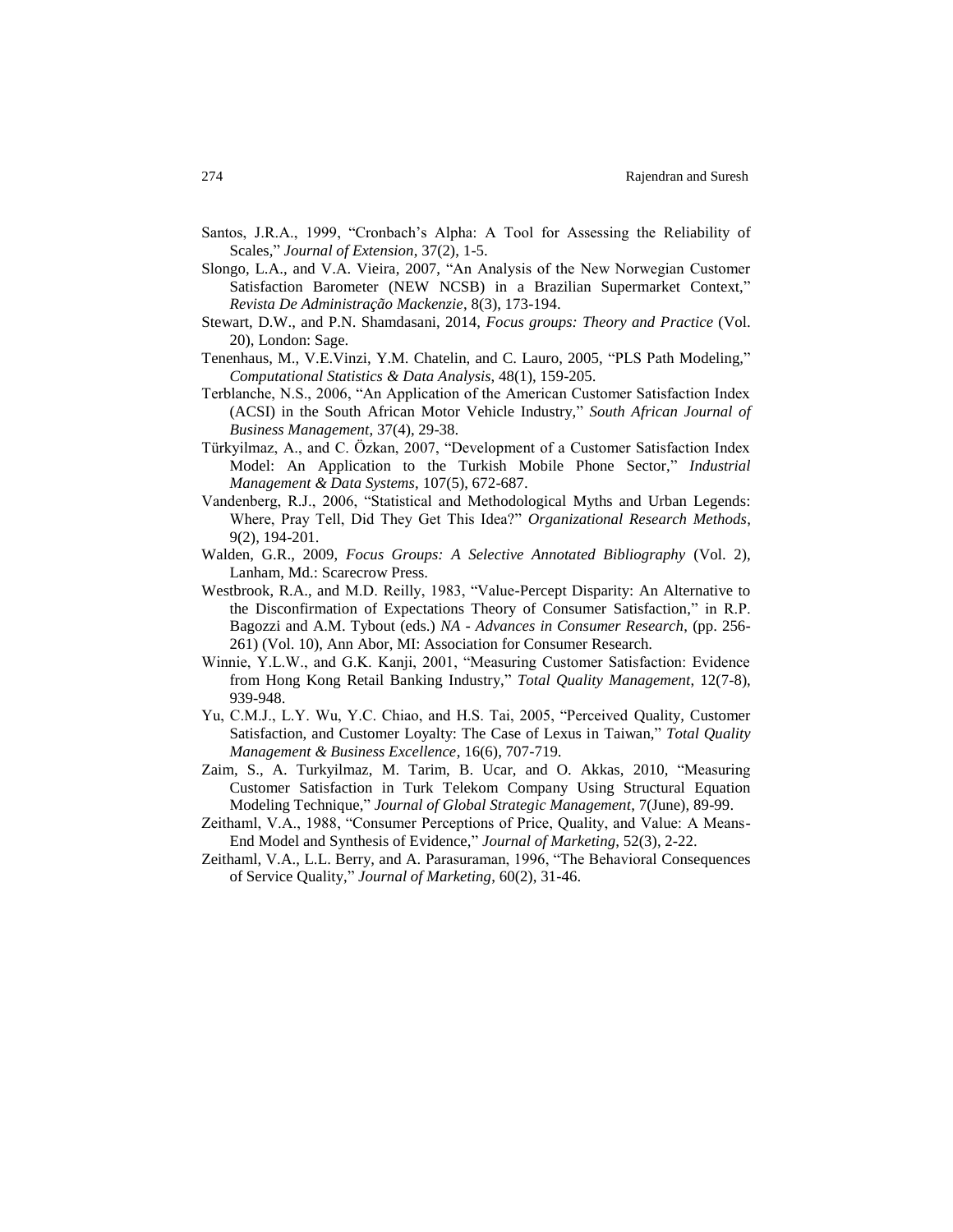Santos, J.R.A., 1999, "Cronbach's Alpha: A Tool for Assessing the Reliability of Scales," *Journal of Extension*, 37(2), 1-5.

Slongo, L.A., and V.A. Vieira, 2007, "An Analysis of the New Norwegian Customer Satisfaction Barometer (NEW NCSB) in a Brazilian Supermarket Context," *Revista De Administração Mackenzie*, 8(3), 173-194.

Stewart, D.W., and P.N. Shamdasani, 2014, *Focus groups: Theory and Practice* (Vol. 20), London: Sage.

Tenenhaus, M., V.E.Vinzi, Y.M. Chatelin, and C. Lauro, 2005, "PLS Path Modeling," *Computational Statistics & Data Analysis*, 48(1), 159-205.

Terblanche, N.S., 2006, "An Application of the American Customer Satisfaction Index (ACSI) in the South African Motor Vehicle Industry," *South African Journal of Business Management*, 37(4), 29-38.

Türkyilmaz, A., and C. Özkan, 2007, "Development of a Customer Satisfaction Index Model: An Application to the Turkish Mobile Phone Sector," *Industrial Management & Data Systems*, 107(5), 672-687.

Vandenberg, R.J., 2006, "Statistical and Methodological Myths and Urban Legends: Where, Pray Tell, Did They Get This Idea?" *Organizational Research Methods*, 9(2), 194-201.

Walden, G.R., 2009, *Focus Groups: A Selective Annotated Bibliography* (Vol. 2), Lanham, Md.: Scarecrow Press.

Westbrook, R.A., and M.D. Reilly, 1983, "Value-Percept Disparity: An Alternative to the Disconfirmation of Expectations Theory of Consumer Satisfaction," in R.P. Bagozzi and A.M. Tybout (eds.) *NA - Advances in Consumer Research*, (pp. 256-261) (Vol. 10), Ann Abor, MI: Association for Consumer Research.

Winnie, Y.L.W., and G.K. Kanji, 2001, "Measuring Customer Satisfaction: Evidence from Hong Kong Retail Banking Industry," *Total Quality Management*, 12(7-8), 939-948.

Yu, C.M.J., L.Y. Wu, Y.C. Chiao, and H.S. Tai, 2005, "Perceived Quality, Customer Satisfaction, and Customer Loyalty: The Case of Lexus in Taiwan," *Total Quality Management & Business Excellence*, 16(6), 707-719.

Zaim, S., A. Turkyilmaz, M. Tarim, B. Ucar, and O. Akkas, 2010, "Measuring Customer Satisfaction in Turk Telekom Company Using Structural Equation Modeling Technique," *Journal of Global Strategic Management*, 7(June), 89-99.

Zeithaml, V.A., 1988, "Consumer Perceptions of Price, Quality, and Value: A Means-End Model and Synthesis of Evidence," *Journal of Marketing*, 52(3), 2-22.

Zeithaml, V.A., L.L. Berry, and A. Parasuraman, 1996, "The Behavioral Consequences of Service Quality," *Journal of Marketing*, 60(2), 31-46.